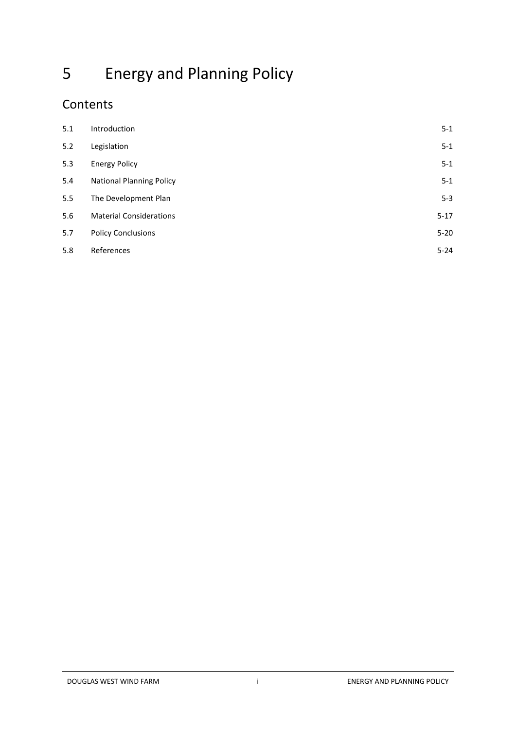# 5 Energy and Planning Policy

## Contents

| | | |
|---|---|---|
| 5.1 | Introduction | 5-1 |
| 5.2 | Legislation | 5-1 |
| 5.3 | Energy Policy | 5-1 |
| 5.4 | National Planning Policy | 5-1 |
| 5.5 | The Development Plan | 5-3 |
| 5.6 | Material Considerations | 5-17 |
| 5.7 | Policy Conclusions | 5-20 |
| 5.8 | References | 5-24 |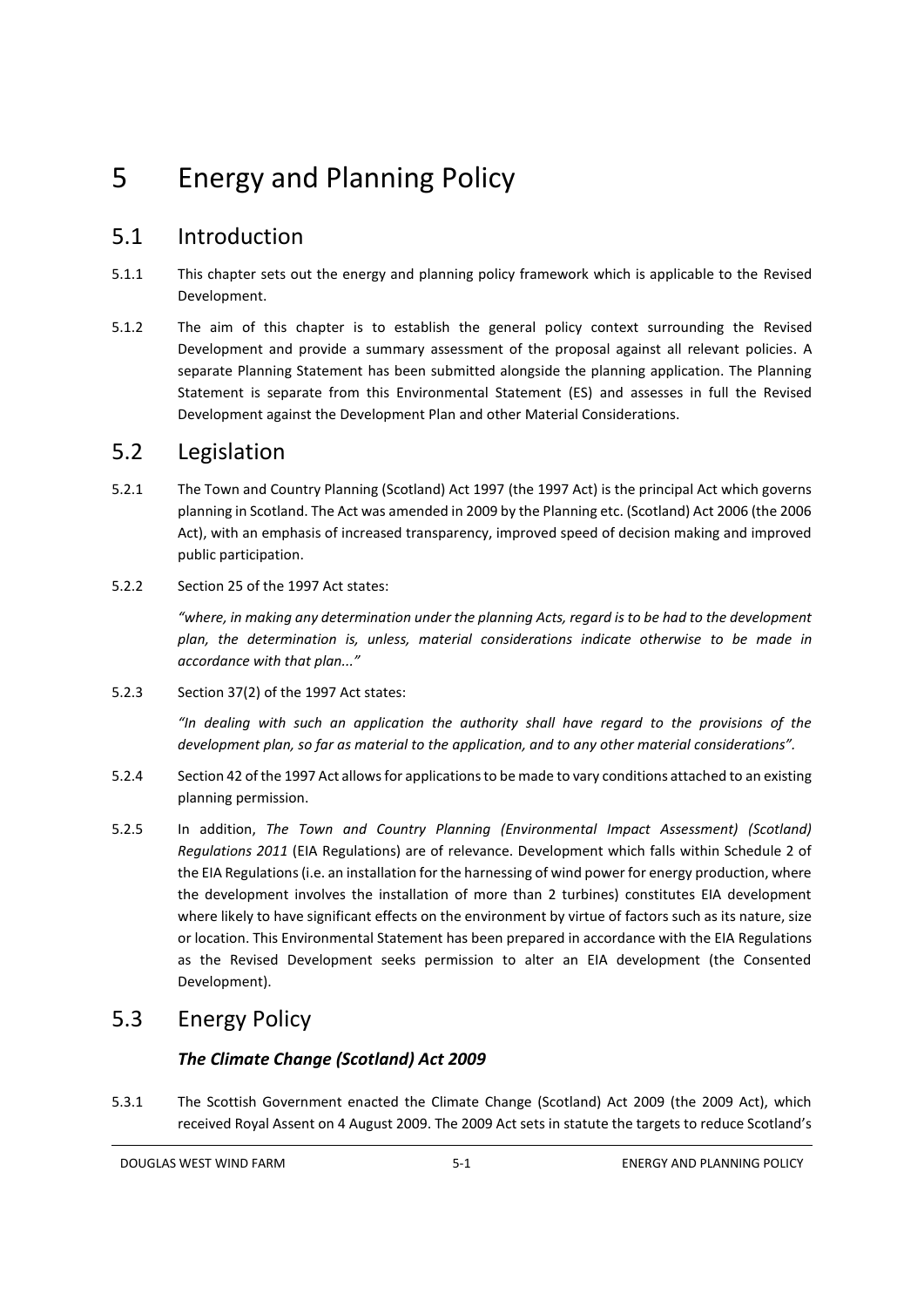# 5 Energy and Planning Policy

## 5.1 Introduction

5.1.1 This chapter sets out the energy and planning policy framework which is applicable to the Revised Development.

5.1.2 The aim of this chapter is to establish the general policy context surrounding the Revised Development and provide a summary assessment of the proposal against all relevant policies. A separate Planning Statement has been submitted alongside the planning application. The Planning Statement is separate from this Environmental Statement (ES) and assesses in full the Revised Development against the Development Plan and other Material Considerations.

## 5.2 Legislation

5.2.1 The Town and Country Planning (Scotland) Act 1997 (the 1997 Act) is the principal Act which governs planning in Scotland. The Act was amended in 2009 by the Planning etc. (Scotland) Act 2006 (the 2006 Act), with an emphasis of increased transparency, improved speed of decision making and improved public participation.

5.2.2 Section 25 of the 1997 Act states:

> *"where, in making any determination under the planning Acts, regard is to be had to the development plan, the determination is, unless, material considerations indicate otherwise to be made in accordance with that plan..."*

5.2.3 Section 37(2) of the 1997 Act states:

> *"In dealing with such an application the authority shall have regard to the provisions of the development plan, so far as material to the application, and to any other material considerations".*

5.2.4 Section 42 of the 1997 Act allows for applications to be made to vary conditions attached to an existing planning permission.

5.2.5 In addition, *The Town and Country Planning (Environmental Impact Assessment) (Scotland) Regulations 2011* (EIA Regulations) are of relevance. Development which falls within Schedule 2 of the EIA Regulations (i.e. an installation for the harnessing of wind power for energy production, where the development involves the installation of more than 2 turbines) constitutes EIA development where likely to have significant effects on the environment by virtue of factors such as its nature, size or location. This Environmental Statement has been prepared in accordance with the EIA Regulations as the Revised Development seeks permission to alter an EIA development (the Consented Development).

## 5.3 Energy Policy

### *The Climate Change (Scotland) Act 2009*

5.3.1 The Scottish Government enacted the Climate Change (Scotland) Act 2009 (the 2009 Act), which received Royal Assent on 4 August 2009. The 2009 Act sets in statute the targets to reduce Scotland's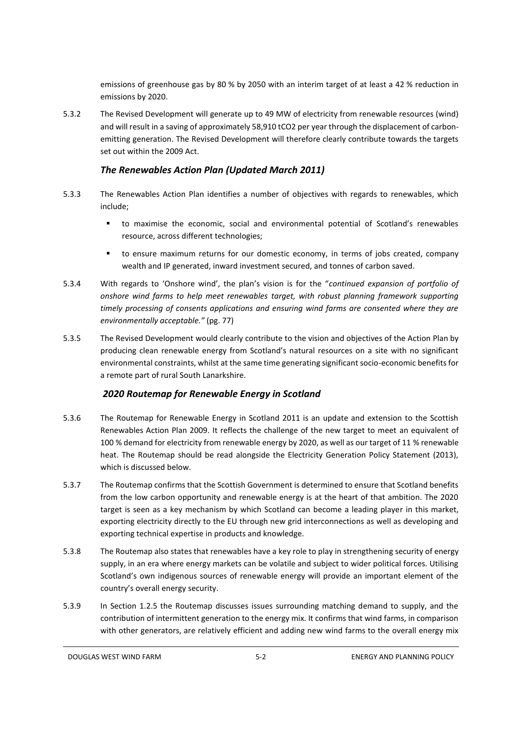emissions of greenhouse gas by 80 % by 2050 with an interim target of at least a 42 % reduction in emissions by 2020.

5.3.2 The Revised Development will generate up to 49 MW of electricity from renewable resources (wind) and will result in a saving of approximately 58,910 $tCO_2$ per year through the displacement of carbon-emitting generation. The Revised Development will therefore clearly contribute towards the targets set out within the 2009 Act.

### *The Renewables Action Plan (Updated March 2011)*

5.3.3 The Renewables Action Plan identifies a number of objectives with regards to renewables, which include;

- to maximise the economic, social and environmental potential of Scotland's renewables resource, across different technologies;
- to ensure maximum returns for our domestic economy, in terms of jobs created, company wealth and IP generated, inward investment secured, and tonnes of carbon saved.

5.3.4 With regards to 'Onshore wind', the plan's vision is for the "*continued expansion of portfolio of onshore wind farms to help meet renewables target, with robust planning framework supporting timely processing of consents applications and ensuring wind farms are consented where they are environmentally acceptable."* (pg. 77)

5.3.5 The Revised Development would clearly contribute to the vision and objectives of the Action Plan by producing clean renewable energy from Scotland's natural resources on a site with no significant environmental constraints, whilst at the same time generating significant socio-economic benefits for a remote part of rural South Lanarkshire.

### *2020 Routemap for Renewable Energy in Scotland*

5.3.6 The Routemap for Renewable Energy in Scotland 2011 is an update and extension to the Scottish Renewables Action Plan 2009. It reflects the challenge of the new target to meet an equivalent of 100 % demand for electricity from renewable energy by 2020, as well as our target of 11 % renewable heat. The Routemap should be read alongside the Electricity Generation Policy Statement (2013), which is discussed below.

5.3.7 The Routemap confirms that the Scottish Government is determined to ensure that Scotland benefits from the low carbon opportunity and renewable energy is at the heart of that ambition. The 2020 target is seen as a key mechanism by which Scotland can become a leading player in this market, exporting electricity directly to the EU through new grid interconnections as well as developing and exporting technical expertise in products and knowledge.

5.3.8 The Routemap also states that renewables have a key role to play in strengthening security of energy supply, in an era where energy markets can be volatile and subject to wider political forces. Utilising Scotland's own indigenous sources of renewable energy will provide an important element of the country's overall energy security.

5.3.9 In Section 1.2.5 the Routemap discusses issues surrounding matching demand to supply, and the contribution of intermittent generation to the energy mix. It confirms that wind farms, in comparison with other generators, are relatively efficient and adding new wind farms to the overall energy mix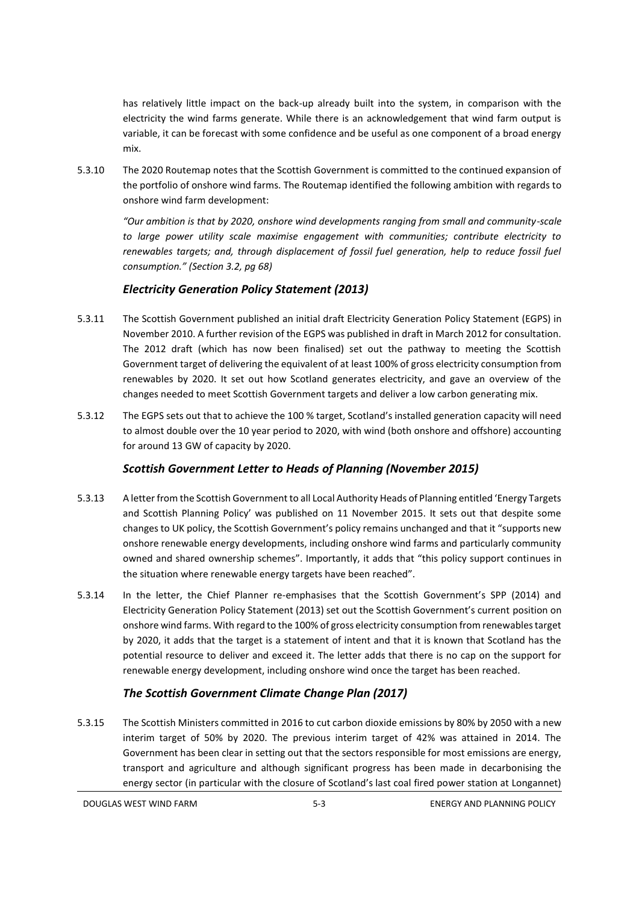has relatively little impact on the back-up already built into the system, in comparison with the electricity the wind farms generate. While there is an acknowledgement that wind farm output is variable, it can be forecast with some confidence and be useful as one component of a broad energy mix.

5.3.10 The 2020 Routemap notes that the Scottish Government is committed to the continued expansion of the portfolio of onshore wind farms. The Routemap identified the following ambition with regards to onshore wind farm development:

*"Our ambition is that by 2020, onshore wind developments ranging from small and community-scale to large power utility scale maximise engagement with communities; contribute electricity to renewables targets; and, through displacement of fossil fuel generation, help to reduce fossil fuel consumption." (Section 3.2, pg 68)*

### *Electricity Generation Policy Statement (2013)*

5.3.11 The Scottish Government published an initial draft Electricity Generation Policy Statement (EGPS) in November 2010. A further revision of the EGPS was published in draft in March 2012 for consultation. The 2012 draft (which has now been finalised) set out the pathway to meeting the Scottish Government target of delivering the equivalent of at least 100% of gross electricity consumption from renewables by 2020. It set out how Scotland generates electricity, and gave an overview of the changes needed to meet Scottish Government targets and deliver a low carbon generating mix.

5.3.12 The EGPS sets out that to achieve the 100 % target, Scotland's installed generation capacity will need to almost double over the 10 year period to 2020, with wind (both onshore and offshore) accounting for around 13 GW of capacity by 2020.

### *Scottish Government Letter to Heads of Planning (November 2015)*

5.3.13 A letter from the Scottish Government to all Local Authority Heads of Planning entitled 'Energy Targets and Scottish Planning Policy' was published on 11 November 2015. It sets out that despite some changes to UK policy, the Scottish Government's policy remains unchanged and that it "supports new onshore renewable energy developments, including onshore wind farms and particularly community owned and shared ownership schemes". Importantly, it adds that "this policy support continues in the situation where renewable energy targets have been reached".

5.3.14 In the letter, the Chief Planner re-emphasises that the Scottish Government's SPP (2014) and Electricity Generation Policy Statement (2013) set out the Scottish Government's current position on onshore wind farms. With regard to the 100% of gross electricity consumption from renewables target by 2020, it adds that the target is a statement of intent and that it is known that Scotland has the potential resource to deliver and exceed it. The letter adds that there is no cap on the support for renewable energy development, including onshore wind once the target has been reached.

### *The Scottish Government Climate Change Plan (2017)*

5.3.15 The Scottish Ministers committed in 2016 to cut carbon dioxide emissions by 80% by 2050 with a new interim target of 50% by 2020. The previous interim target of 42% was attained in 2014. The Government has been clear in setting out that the sectors responsible for most emissions are energy, transport and agriculture and although significant progress has been made in decarbonising the energy sector (in particular with the closure of Scotland's last coal fired power station at Longannet)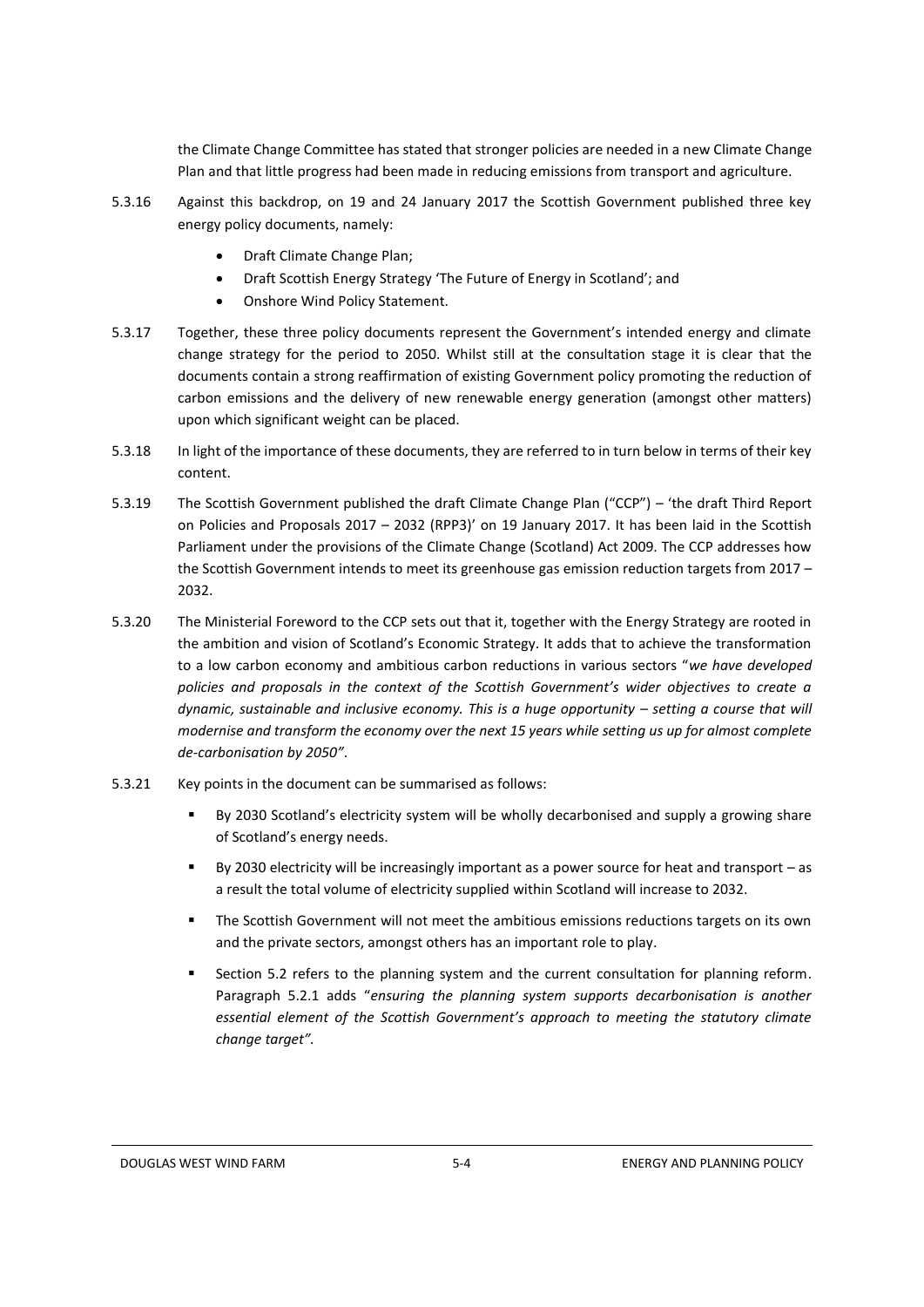the Climate Change Committee has stated that stronger policies are needed in a new Climate Change Plan and that little progress had been made in reducing emissions from transport and agriculture.

5.3.16 Against this backdrop, on 19 and 24 January 2017 the Scottish Government published three key energy policy documents, namely:

- Draft Climate Change Plan;
- Draft Scottish Energy Strategy 'The Future of Energy in Scotland'; and
- Onshore Wind Policy Statement.

5.3.17 Together, these three policy documents represent the Government's intended energy and climate change strategy for the period to 2050. Whilst still at the consultation stage it is clear that the documents contain a strong reaffirmation of existing Government policy promoting the reduction of carbon emissions and the delivery of new renewable energy generation (amongst other matters) upon which significant weight can be placed.

5.3.18 In light of the importance of these documents, they are referred to in turn below in terms of their key content.

5.3.19 The Scottish Government published the draft Climate Change Plan ("CCP") – 'the draft Third Report on Policies and Proposals 2017 – 2032 (RPP3)' on 19 January 2017. It has been laid in the Scottish Parliament under the provisions of the Climate Change (Scotland) Act 2009. The CCP addresses how the Scottish Government intends to meet its greenhouse gas emission reduction targets from 2017 – 2032.

5.3.20 The Ministerial Foreword to the CCP sets out that it, together with the Energy Strategy are rooted in the ambition and vision of Scotland's Economic Strategy. It adds that to achieve the transformation to a low carbon economy and ambitious carbon reductions in various sectors "*we have developed policies and proposals in the context of the Scottish Government's wider objectives to create a dynamic, sustainable and inclusive economy. This is a huge opportunity – setting a course that will modernise and transform the economy over the next 15 years while setting us up for almost complete de-carbonisation by 2050"*.

5.3.21 Key points in the document can be summarised as follows:

- By 2030 Scotland's electricity system will be wholly decarbonised and supply a growing share of Scotland's energy needs.
- By 2030 electricity will be increasingly important as a power source for heat and transport – as a result the total volume of electricity supplied within Scotland will increase to 2032.
- The Scottish Government will not meet the ambitious emissions reductions targets on its own and the private sectors, amongst others has an important role to play.
- Section 5.2 refers to the planning system and the current consultation for planning reform. Paragraph 5.2.1 adds "*ensuring the planning system supports decarbonisation is another essential element of the Scottish Government's approach to meeting the statutory climate change target".*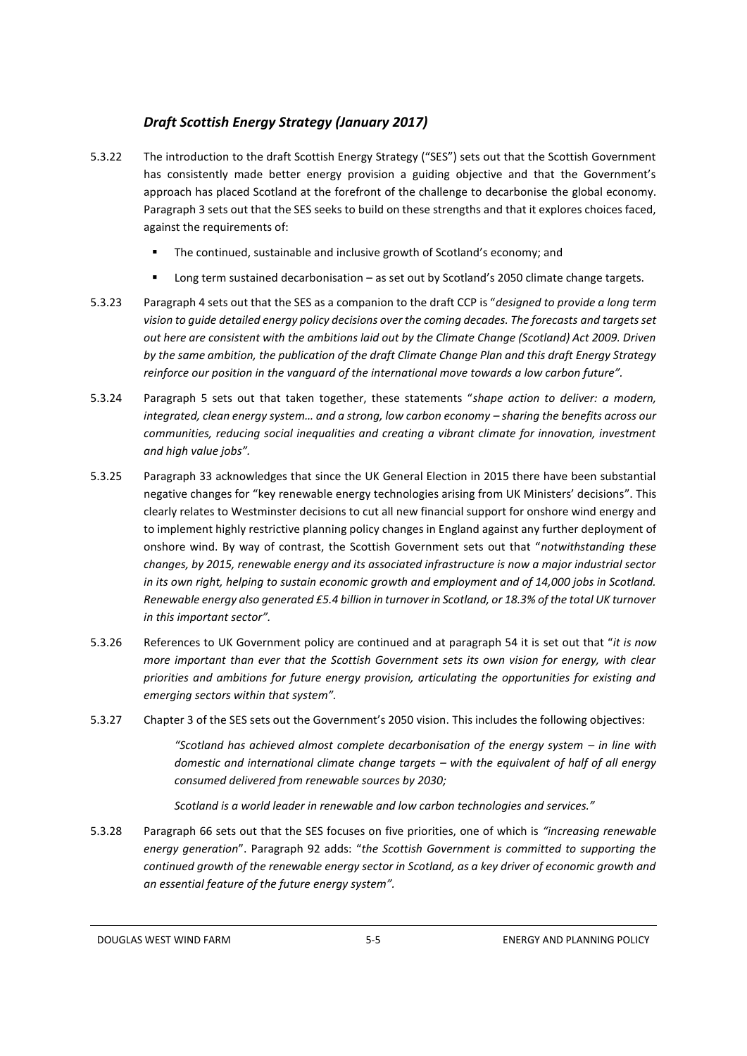### *Draft Scottish Energy Strategy (January 2017)*

5.3.22 The introduction to the draft Scottish Energy Strategy ("SES") sets out that the Scottish Government has consistently made better energy provision a guiding objective and that the Government's approach has placed Scotland at the forefront of the challenge to decarbonise the global economy. Paragraph 3 sets out that the SES seeks to build on these strengths and that it explores choices faced, against the requirements of:

- The continued, sustainable and inclusive growth of Scotland's economy; and
- Long term sustained decarbonisation – as set out by Scotland's 2050 climate change targets.

5.3.23 Paragraph 4 sets out that the SES as a companion to the draft CCP is "*designed to provide a long term vision to guide detailed energy policy decisions over the coming decades. The forecasts and targets set out here are consistent with the ambitions laid out by the Climate Change (Scotland) Act 2009. Driven by the same ambition, the publication of the draft Climate Change Plan and this draft Energy Strategy reinforce our position in the vanguard of the international move towards a low carbon future".*

5.3.24 Paragraph 5 sets out that taken together, these statements "*shape action to deliver: a modern, integrated, clean energy system… and a strong, low carbon economy – sharing the benefits across our communities, reducing social inequalities and creating a vibrant climate for innovation, investment and high value jobs".*

5.3.25 Paragraph 33 acknowledges that since the UK General Election in 2015 there have been substantial negative changes for "key renewable energy technologies arising from UK Ministers' decisions". This clearly relates to Westminster decisions to cut all new financial support for onshore wind energy and to implement highly restrictive planning policy changes in England against any further deployment of onshore wind. By way of contrast, the Scottish Government sets out that "*notwithstanding these changes, by 2015, renewable energy and its associated infrastructure is now a major industrial sector in its own right, helping to sustain economic growth and employment and of 14,000 jobs in Scotland. Renewable energy also generated £5.4 billion in turnover in Scotland, or 18.3% of the total UK turnover in this important sector".*

5.3.26 References to UK Government policy are continued and at paragraph 54 it is set out that "*it is now more important than ever that the Scottish Government sets its own vision for energy, with clear priorities and ambitions for future energy provision, articulating the opportunities for existing and emerging sectors within that system".*

5.3.27 Chapter 3 of the SES sets out the Government's 2050 vision. This includes the following objectives:

> *"Scotland has achieved almost complete decarbonisation of the energy system – in line with domestic and international climate change targets – with the equivalent of half of all energy consumed delivered from renewable sources by 2030;*
>
> *Scotland is a world leader in renewable and low carbon technologies and services."*

5.3.28 Paragraph 66 sets out that the SES focuses on five priorities, one of which is *"increasing renewable energy generation*". Paragraph 92 adds: "*the Scottish Government is committed to supporting the continued growth of the renewable energy sector in Scotland, as a key driver of economic growth and an essential feature of the future energy system".*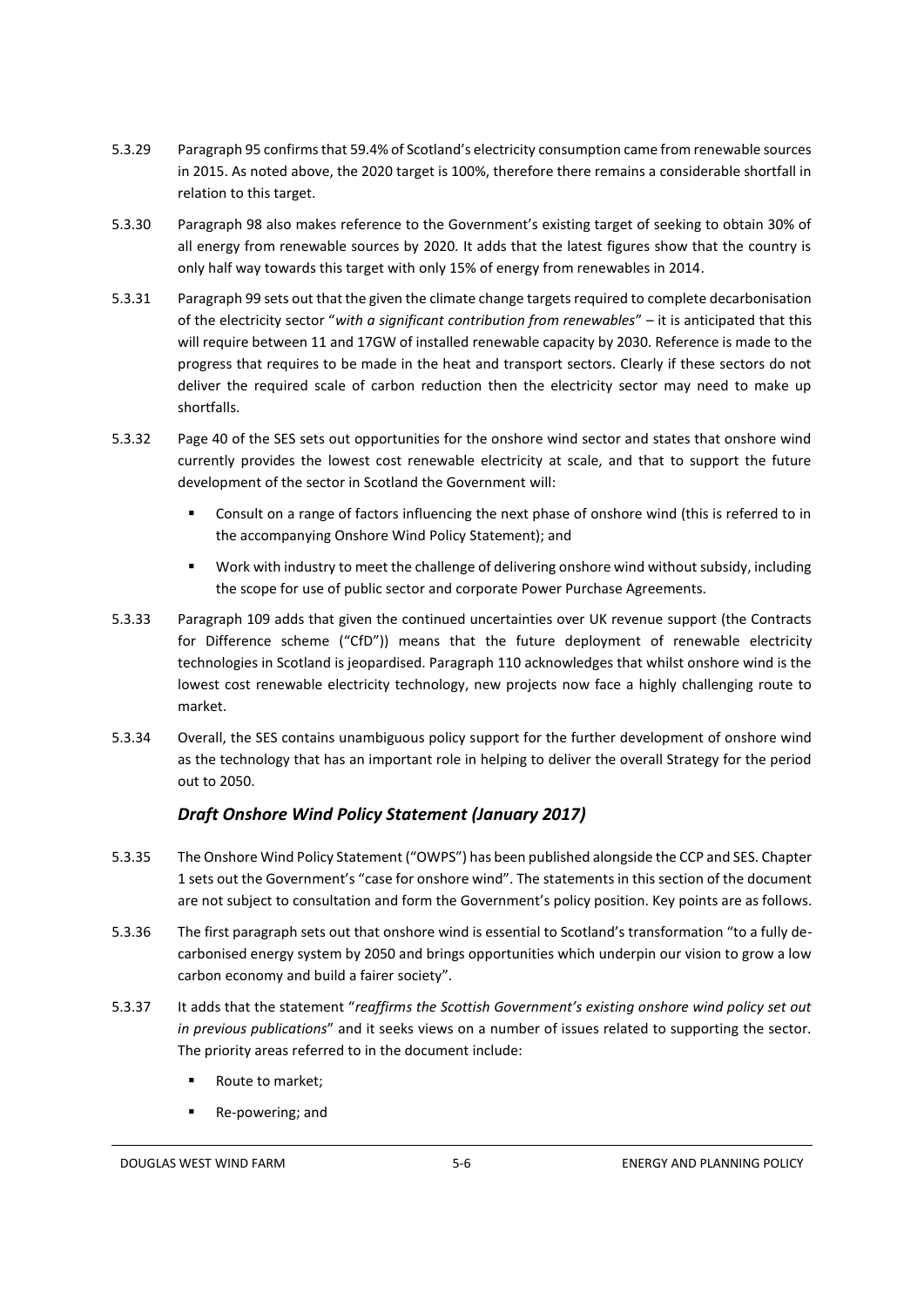5.3.29 Paragraph 95 confirms that 59.4% of Scotland's electricity consumption came from renewable sources in 2015. As noted above, the 2020 target is 100%, therefore there remains a considerable shortfall in relation to this target.

5.3.30 Paragraph 98 also makes reference to the Government's existing target of seeking to obtain 30% of all energy from renewable sources by 2020. It adds that the latest figures show that the country is only half way towards this target with only 15% of energy from renewables in 2014.

5.3.31 Paragraph 99 sets out that the given the climate change targets required to complete decarbonisation of the electricity sector "*with a significant contribution from renewables*" – it is anticipated that this will require between 11 and 17GW of installed renewable capacity by 2030. Reference is made to the progress that requires to be made in the heat and transport sectors. Clearly if these sectors do not deliver the required scale of carbon reduction then the electricity sector may need to make up shortfalls.

5.3.32 Page 40 of the SES sets out opportunities for the onshore wind sector and states that onshore wind currently provides the lowest cost renewable electricity at scale, and that to support the future development of the sector in Scotland the Government will:

- Consult on a range of factors influencing the next phase of onshore wind (this is referred to in the accompanying Onshore Wind Policy Statement); and
- Work with industry to meet the challenge of delivering onshore wind without subsidy, including the scope for use of public sector and corporate Power Purchase Agreements.

5.3.33 Paragraph 109 adds that given the continued uncertainties over UK revenue support (the Contracts for Difference scheme ("CfD")) means that the future deployment of renewable electricity technologies in Scotland is jeopardised. Paragraph 110 acknowledges that whilst onshore wind is the lowest cost renewable electricity technology, new projects now face a highly challenging route to market.

5.3.34 Overall, the SES contains unambiguous policy support for the further development of onshore wind as the technology that has an important role in helping to deliver the overall Strategy for the period out to 2050.

### *Draft Onshore Wind Policy Statement (January 2017)*

5.3.35 The Onshore Wind Policy Statement ("OWPS") has been published alongside the CCP and SES. Chapter 1 sets out the Government's "case for onshore wind". The statements in this section of the document are not subject to consultation and form the Government's policy position. Key points are as follows.

5.3.36 The first paragraph sets out that onshore wind is essential to Scotland's transformation "to a fully de-carbonised energy system by 2050 and brings opportunities which underpin our vision to grow a low carbon economy and build a fairer society".

5.3.37 It adds that the statement "*reaffirms the Scottish Government's existing onshore wind policy set out in previous publications*" and it seeks views on a number of issues related to supporting the sector. The priority areas referred to in the document include:

- Route to market;
- Re-powering; and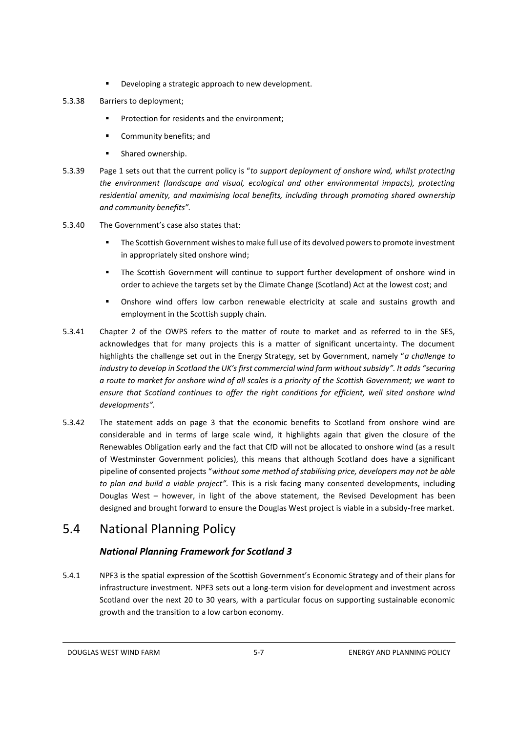- Developing a strategic approach to new development.

5.3.38 Barriers to deployment;

- Protection for residents and the environment;
- Community benefits; and
- Shared ownership.

5.3.39 Page 1 sets out that the current policy is "*to support deployment of onshore wind, whilst protecting the environment (landscape and visual, ecological and other environmental impacts), protecting residential amenity, and maximising local benefits, including through promoting shared ownership and community benefits".*

5.3.40 The Government's case also states that:

- The Scottish Government wishes to make full use of its devolved powers to promote investment in appropriately sited onshore wind;
- The Scottish Government will continue to support further development of onshore wind in order to achieve the targets set by the Climate Change (Scotland) Act at the lowest cost; and
- Onshore wind offers low carbon renewable electricity at scale and sustains growth and employment in the Scottish supply chain.

5.3.41 Chapter 2 of the OWPS refers to the matter of route to market and as referred to in the SES, acknowledges that for many projects this is a matter of significant uncertainty. The document highlights the challenge set out in the Energy Strategy, set by Government, namely "*a challenge to industry to develop in Scotland the UK's first commercial wind farm without subsidy". It adds "securing a route to market for onshore wind of all scales is a priority of the Scottish Government; we want to ensure that Scotland continues to offer the right conditions for efficient, well sited onshore wind developments".*

5.3.42 The statement adds on page 3 that the economic benefits to Scotland from onshore wind are considerable and in terms of large scale wind, it highlights again that given the closure of the Renewables Obligation early and the fact that CfD will not be allocated to onshore wind (as a result of Westminster Government policies), this means that although Scotland does have a significant pipeline of consented projects "*without some method of stabilising price, developers may not be able to plan and build a viable project".* This is a risk facing many consented developments, including Douglas West – however, in light of the above statement, the Revised Development has been designed and brought forward to ensure the Douglas West project is viable in a subsidy-free market.

## 5.4 National Planning Policy

### *National Planning Framework for Scotland 3*

5.4.1 NPF3 is the spatial expression of the Scottish Government's Economic Strategy and of their plans for infrastructure investment. NPF3 sets out a long-term vision for development and investment across Scotland over the next 20 to 30 years, with a particular focus on supporting sustainable economic growth and the transition to a low carbon economy.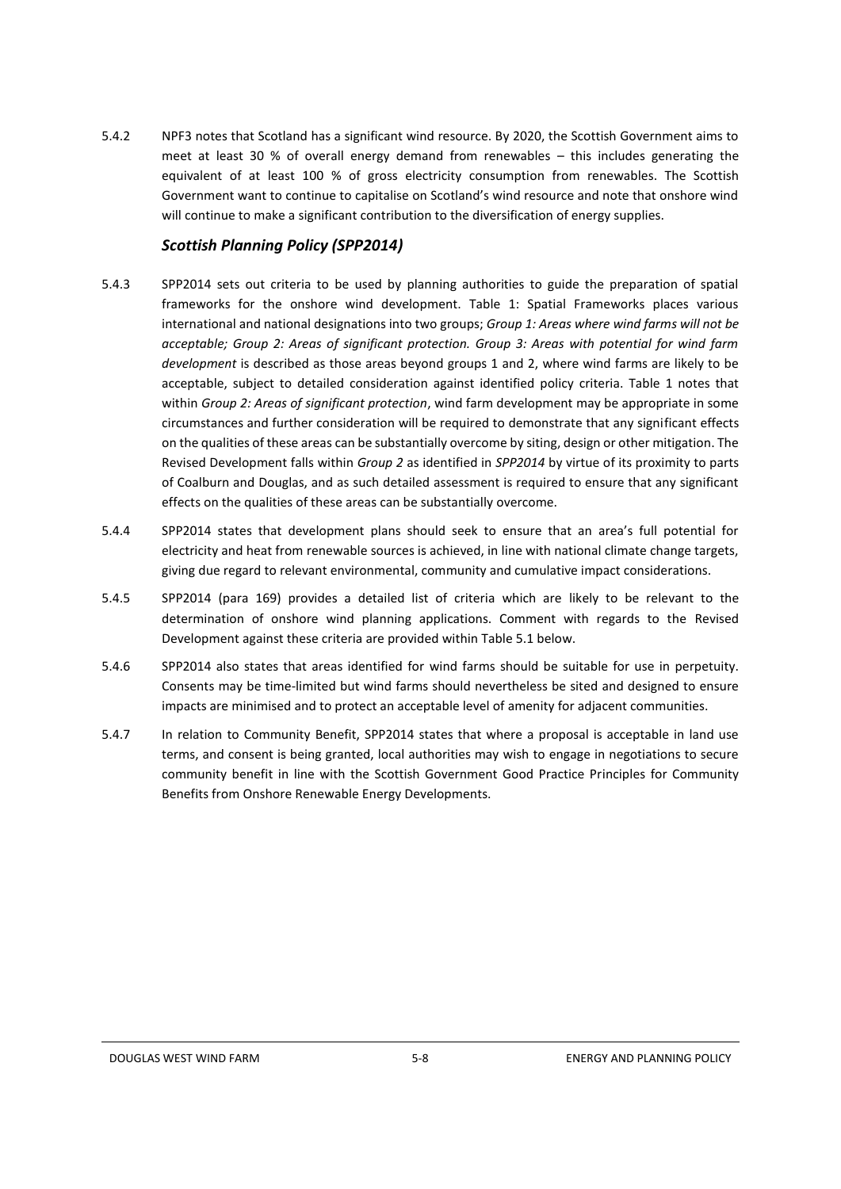5.4.2 NPF3 notes that Scotland has a significant wind resource. By 2020, the Scottish Government aims to meet at least 30 % of overall energy demand from renewables – this includes generating the equivalent of at least 100 % of gross electricity consumption from renewables. The Scottish Government want to continue to capitalise on Scotland's wind resource and note that onshore wind will continue to make a significant contribution to the diversification of energy supplies.

### *Scottish Planning Policy (SPP2014)*

5.4.3 SPP2014 sets out criteria to be used by planning authorities to guide the preparation of spatial frameworks for the onshore wind development. Table 1: Spatial Frameworks places various international and national designations into two groups; *Group 1: Areas where wind farms will not be acceptable; Group 2: Areas of significant protection. Group 3: Areas with potential for wind farm development* is described as those areas beyond groups 1 and 2, where wind farms are likely to be acceptable, subject to detailed consideration against identified policy criteria. Table 1 notes that within *Group 2: Areas of significant protection*, wind farm development may be appropriate in some circumstances and further consideration will be required to demonstrate that any significant effects on the qualities of these areas can be substantially overcome by siting, design or other mitigation. The Revised Development falls within *Group 2* as identified in *SPP2014* by virtue of its proximity to parts of Coalburn and Douglas, and as such detailed assessment is required to ensure that any significant effects on the qualities of these areas can be substantially overcome.

5.4.4 SPP2014 states that development plans should seek to ensure that an area's full potential for electricity and heat from renewable sources is achieved, in line with national climate change targets, giving due regard to relevant environmental, community and cumulative impact considerations.

5.4.5 SPP2014 (para 169) provides a detailed list of criteria which are likely to be relevant to the determination of onshore wind planning applications. Comment with regards to the Revised Development against these criteria are provided within Table 5.1 below.

5.4.6 SPP2014 also states that areas identified for wind farms should be suitable for use in perpetuity. Consents may be time-limited but wind farms should nevertheless be sited and designed to ensure impacts are minimised and to protect an acceptable level of amenity for adjacent communities.

5.4.7 In relation to Community Benefit, SPP2014 states that where a proposal is acceptable in land use terms, and consent is being granted, local authorities may wish to engage in negotiations to secure community benefit in line with the Scottish Government Good Practice Principles for Community Benefits from Onshore Renewable Energy Developments.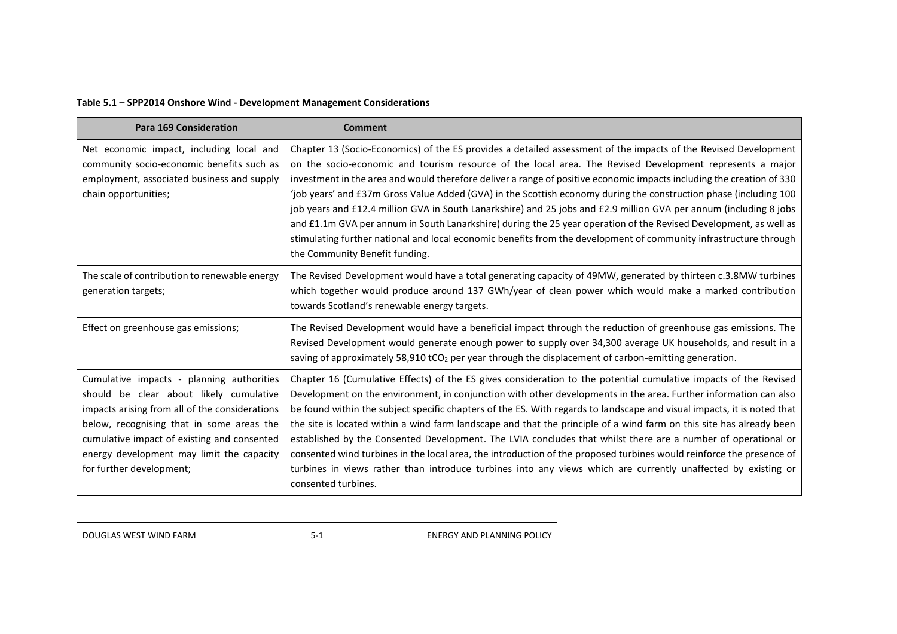**Table 5.1 – SPP2014 Onshore Wind - Development Management Considerations**

| Para 169 Consideration | Comment |
|---|---|
| Net economic impact, including local and community socio-economic benefits such as employment, associated business and supply chain opportunities; | Chapter 13 (Socio-Economics) of the ES provides a detailed assessment of the impacts of the Revised Development on the socio-economic and tourism resource of the local area. The Revised Development represents a major investment in the area and would therefore deliver a range of positive economic impacts including the creation of 330 'job years' and £37m Gross Value Added (GVA) in the Scottish economy during the construction phase (including 100 job years and £12.4 million GVA in South Lanarkshire) and 25 jobs and £2.9 million GVA per annum (including 8 jobs and £1.1m GVA per annum in South Lanarkshire) during the 25 year operation of the Revised Development, as well as stimulating further national and local economic benefits from the development of community infrastructure through the Community Benefit funding. |
| The scale of contribution to renewable energy generation targets; | The Revised Development would have a total generating capacity of 49MW, generated by thirteen c.3.8MW turbines which together would produce around 137 GWh/year of clean power which would make a marked contribution towards Scotland's renewable energy targets. |
| Effect on greenhouse gas emissions; | The Revised Development would have a beneficial impact through the reduction of greenhouse gas emissions. The Revised Development would generate enough power to supply over 34,300 average UK households, and result in a saving of approximately 58,910 $tCO_2$ per year through the displacement of carbon-emitting generation. |
| Cumulative impacts - planning authorities should be clear about likely cumulative impacts arising from all of the considerations below, recognising that in some areas the cumulative impact of existing and consented energy development may limit the capacity for further development; | Chapter 16 (Cumulative Effects) of the ES gives consideration to the potential cumulative impacts of the Revised Development on the environment, in conjunction with other developments in the area. Further information can also be found within the subject specific chapters of the ES. With regards to landscape and visual impacts, it is noted that the site is located within a wind farm landscape and that the principle of a wind farm on this site has already been established by the Consented Development. The LVIA concludes that whilst there are a number of operational or consented wind turbines in the local area, the introduction of the proposed turbines would reinforce the presence of turbines in views rather than introduce turbines into any views which are currently unaffected by existing or consented turbines. |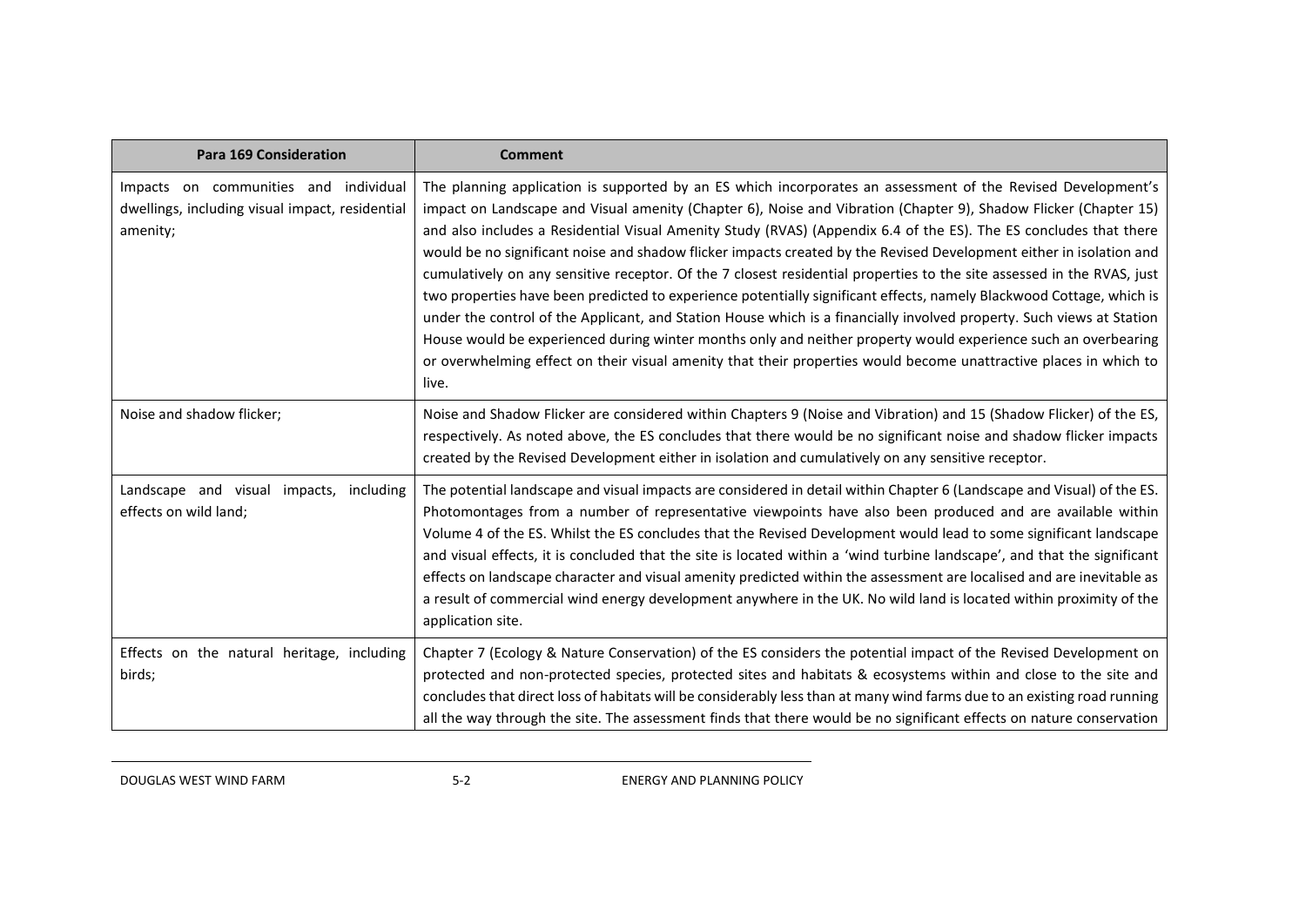| Para 169 Consideration | Comment |
|---|---|
| Impacts on communities and individual dwellings, including visual impact, residential amenity; | The planning application is supported by an ES which incorporates an assessment of the Revised Development's impact on Landscape and Visual amenity (Chapter 6), Noise and Vibration (Chapter 9), Shadow Flicker (Chapter 15) and also includes a Residential Visual Amenity Study (RVAS) (Appendix 6.4 of the ES). The ES concludes that there would be no significant noise and shadow flicker impacts created by the Revised Development either in isolation and cumulatively on any sensitive receptor. Of the 7 closest residential properties to the site assessed in the RVAS, just two properties have been predicted to experience potentially significant effects, namely Blackwood Cottage, which is under the control of the Applicant, and Station House which is a financially involved property. Such views at Station House would be experienced during winter months only and neither property would experience such an overbearing or overwhelming effect on their visual amenity that their properties would become unattractive places in which to live. |
| Noise and shadow flicker; | Noise and Shadow Flicker are considered within Chapters 9 (Noise and Vibration) and 15 (Shadow Flicker) of the ES, respectively. As noted above, the ES concludes that there would be no significant noise and shadow flicker impacts created by the Revised Development either in isolation and cumulatively on any sensitive receptor. |
| Landscape and visual impacts, including effects on wild land; | The potential landscape and visual impacts are considered in detail within Chapter 6 (Landscape and Visual) of the ES. Photomontages from a number of representative viewpoints have also been produced and are available within Volume 4 of the ES. Whilst the ES concludes that the Revised Development would lead to some significant landscape and visual effects, it is concluded that the site is located within a 'wind turbine landscape', and that the significant effects on landscape character and visual amenity predicted within the assessment are localised and are inevitable as a result of commercial wind energy development anywhere in the UK. No wild land is located within proximity of the application site. |
| Effects on the natural heritage, including birds; | Chapter 7 (Ecology & Nature Conservation) of the ES considers the potential impact of the Revised Development on protected and non-protected species, protected sites and habitats & ecosystems within and close to the site and concludes that direct loss of habitats will be considerably less than at many wind farms due to an existing road running all the way through the site. The assessment finds that there would be no significant effects on nature conservation |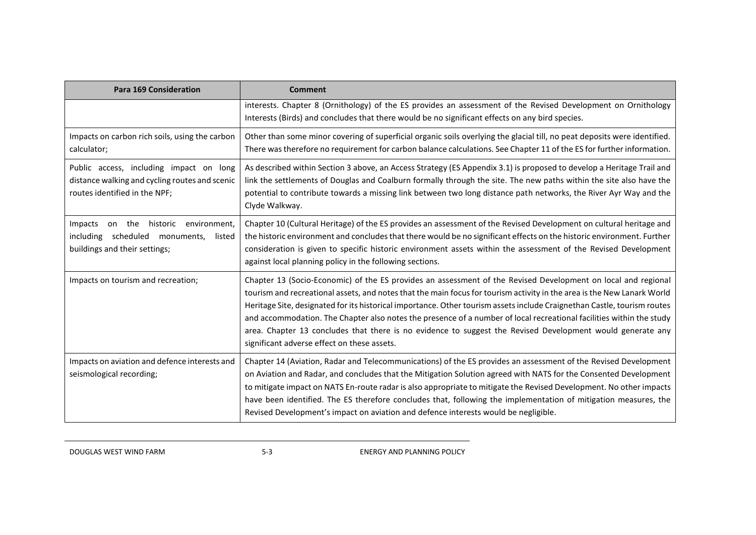| Para 169 Consideration | Comment |
|---|---|
| | interests. Chapter 8 (Ornithology) of the ES provides an assessment of the Revised Development on Ornithology Interests (Birds) and concludes that there would be no significant effects on any bird species. |
| Impacts on carbon rich soils, using the carbon calculator; | Other than some minor covering of superficial organic soils overlying the glacial till, no peat deposits were identified. There was therefore no requirement for carbon balance calculations. See Chapter 11 of the ES for further information. |
| Public access, including impact on long distance walking and cycling routes and scenic routes identified in the NPF; | As described within Section 3 above, an Access Strategy (ES Appendix 3.1) is proposed to develop a Heritage Trail and link the settlements of Douglas and Coalburn formally through the site. The new paths within the site also have the potential to contribute towards a missing link between two long distance path networks, the River Ayr Way and the Clyde Walkway. |
| Impacts on the historic environment, including scheduled monuments, listed buildings and their settings; | Chapter 10 (Cultural Heritage) of the ES provides an assessment of the Revised Development on cultural heritage and the historic environment and concludes that there would be no significant effects on the historic environment. Further consideration is given to specific historic environment assets within the assessment of the Revised Development against local planning policy in the following sections. |
| Impacts on tourism and recreation; | Chapter 13 (Socio-Economic) of the ES provides an assessment of the Revised Development on local and regional tourism and recreational assets, and notes that the main focus for tourism activity in the area is the New Lanark World Heritage Site, designated for its historical importance. Other tourism assets include Craignethan Castle, tourism routes and accommodation. The Chapter also notes the presence of a number of local recreational facilities within the study area. Chapter 13 concludes that there is no evidence to suggest the Revised Development would generate any significant adverse effect on these assets. |
| Impacts on aviation and defence interests and seismological recording; | Chapter 14 (Aviation, Radar and Telecommunications) of the ES provides an assessment of the Revised Development on Aviation and Radar, and concludes that the Mitigation Solution agreed with NATS for the Consented Development to mitigate impact on NATS En-route radar is also appropriate to mitigate the Revised Development. No other impacts have been identified. The ES therefore concludes that, following the implementation of mitigation measures, the Revised Development's impact on aviation and defence interests would be negligible. |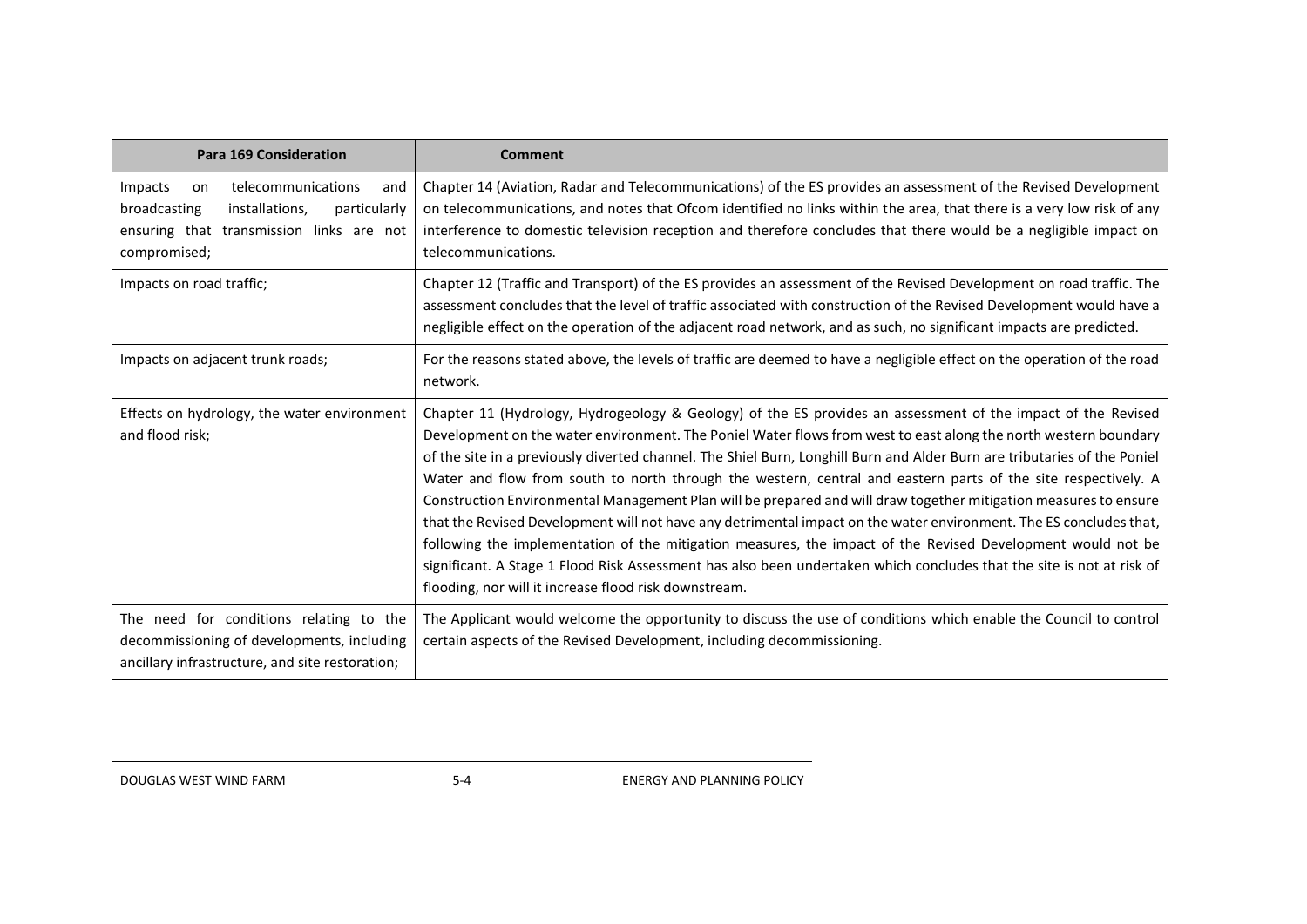| Para 169 Consideration | Comment |
|---|---|
| Impacts on telecommunications and broadcasting installations, particularly ensuring that transmission links are not compromised; | Chapter 14 (Aviation, Radar and Telecommunications) of the ES provides an assessment of the Revised Development on telecommunications, and notes that Ofcom identified no links within the area, that there is a very low risk of any interference to domestic television reception and therefore concludes that there would be a negligible impact on telecommunications. |
| Impacts on road traffic; | Chapter 12 (Traffic and Transport) of the ES provides an assessment of the Revised Development on road traffic. The assessment concludes that the level of traffic associated with construction of the Revised Development would have a negligible effect on the operation of the adjacent road network, and as such, no significant impacts are predicted. |
| Impacts on adjacent trunk roads; | For the reasons stated above, the levels of traffic are deemed to have a negligible effect on the operation of the road network. |
| Effects on hydrology, the water environment and flood risk; | Chapter 11 (Hydrology, Hydrogeology & Geology) of the ES provides an assessment of the impact of the Revised Development on the water environment. The Poniel Water flows from west to east along the north western boundary of the site in a previously diverted channel. The Shiel Burn, Longhill Burn and Alder Burn are tributaries of the Poniel Water and flow from south to north through the western, central and eastern parts of the site respectively. A Construction Environmental Management Plan will be prepared and will draw together mitigation measures to ensure that the Revised Development will not have any detrimental impact on the water environment. The ES concludes that, following the implementation of the mitigation measures, the impact of the Revised Development would not be significant. A Stage 1 Flood Risk Assessment has also been undertaken which concludes that the site is not at risk of flooding, nor will it increase flood risk downstream. |
| The need for conditions relating to the decommissioning of developments, including ancillary infrastructure, and site restoration; | The Applicant would welcome the opportunity to discuss the use of conditions which enable the Council to control certain aspects of the Revised Development, including decommissioning. |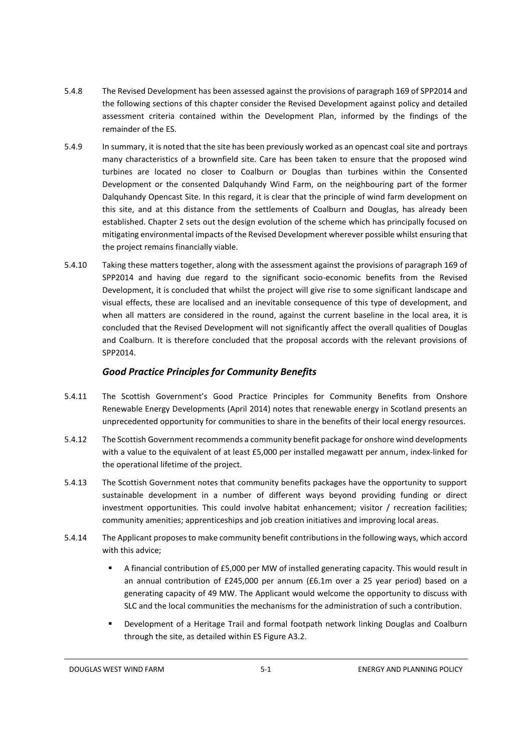5.4.8 The Revised Development has been assessed against the provisions of paragraph 169 of SPP2014 and the following sections of this chapter consider the Revised Development against policy and detailed assessment criteria contained within the Development Plan, informed by the findings of the remainder of the ES.

5.4.9 In summary, it is noted that the site has been previously worked as an opencast coal site and portrays many characteristics of a brownfield site. Care has been taken to ensure that the proposed wind turbines are located no closer to Coalburn or Douglas than turbines within the Consented Development or the consented Dalquhandy Wind Farm, on the neighbouring part of the former Dalquhandy Opencast Site. In this regard, it is clear that the principle of wind farm development on this site, and at this distance from the settlements of Coalburn and Douglas, has already been established. Chapter 2 sets out the design evolution of the scheme which has principally focused on mitigating environmental impacts of the Revised Development wherever possible whilst ensuring that the project remains financially viable.

5.4.10 Taking these matters together, along with the assessment against the provisions of paragraph 169 of SPP2014 and having due regard to the significant socio-economic benefits from the Revised Development, it is concluded that whilst the project will give rise to some significant landscape and visual effects, these are localised and an inevitable consequence of this type of development, and when all matters are considered in the round, against the current baseline in the local area, it is concluded that the Revised Development will not significantly affect the overall qualities of Douglas and Coalburn. It is therefore concluded that the proposal accords with the relevant provisions of SPP2014.

### *Good Practice Principles for Community Benefits*

5.4.11 The Scottish Government's Good Practice Principles for Community Benefits from Onshore Renewable Energy Developments (April 2014) notes that renewable energy in Scotland presents an unprecedented opportunity for communities to share in the benefits of their local energy resources.

5.4.12 The Scottish Government recommends a community benefit package for onshore wind developments with a value to the equivalent of at least £5,000 per installed megawatt per annum, index-linked for the operational lifetime of the project.

5.4.13 The Scottish Government notes that community benefits packages have the opportunity to support sustainable development in a number of different ways beyond providing funding or direct investment opportunities. This could involve habitat enhancement; visitor / recreation facilities; community amenities; apprenticeships and job creation initiatives and improving local areas.

5.4.14 The Applicant proposes to make community benefit contributions in the following ways, which accord with this advice;

- A financial contribution of £5,000 per MW of installed generating capacity. This would result in an annual contribution of £245,000 per annum (£6.1m over a 25 year period) based on a generating capacity of 49 MW. The Applicant would welcome the opportunity to discuss with SLC and the local communities the mechanisms for the administration of such a contribution.
- Development of a Heritage Trail and formal footpath network linking Douglas and Coalburn through the site, as detailed within ES Figure A3.2.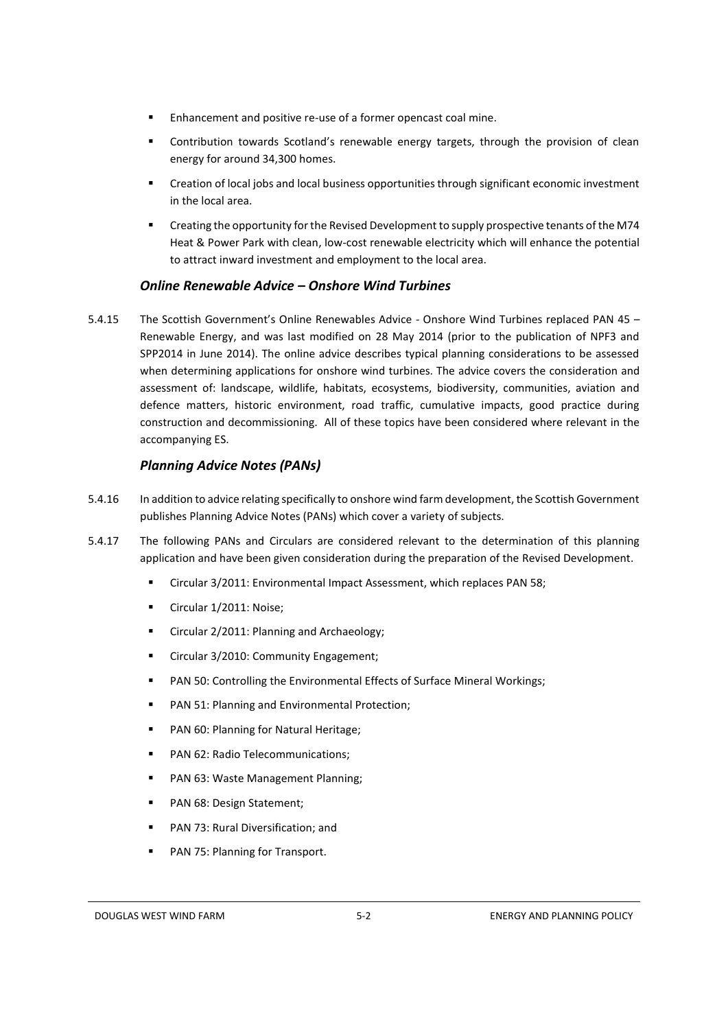- Enhancement and positive re-use of a former opencast coal mine.
- Contribution towards Scotland's renewable energy targets, through the provision of clean energy for around 34,300 homes.
- Creation of local jobs and local business opportunities through significant economic investment in the local area.
- Creating the opportunity for the Revised Development to supply prospective tenants of the M74 Heat & Power Park with clean, low-cost renewable electricity which will enhance the potential to attract inward investment and employment to the local area.

### *Online Renewable Advice – Onshore Wind Turbines*

5.4.15 The Scottish Government's Online Renewables Advice - Onshore Wind Turbines replaced PAN 45 – Renewable Energy, and was last modified on 28 May 2014 (prior to the publication of NPF3 and SPP2014 in June 2014). The online advice describes typical planning considerations to be assessed when determining applications for onshore wind turbines. The advice covers the consideration and assessment of: landscape, wildlife, habitats, ecosystems, biodiversity, communities, aviation and defence matters, historic environment, road traffic, cumulative impacts, good practice during construction and decommissioning. All of these topics have been considered where relevant in the accompanying ES.

### *Planning Advice Notes (PANs)*

5.4.16 In addition to advice relating specifically to onshore wind farm development, the Scottish Government publishes Planning Advice Notes (PANs) which cover a variety of subjects.

5.4.17 The following PANs and Circulars are considered relevant to the determination of this planning application and have been given consideration during the preparation of the Revised Development.

- Circular 3/2011: Environmental Impact Assessment, which replaces PAN 58;
- Circular 1/2011: Noise;
- Circular 2/2011: Planning and Archaeology;
- Circular 3/2010: Community Engagement;
- PAN 50: Controlling the Environmental Effects of Surface Mineral Workings;
- PAN 51: Planning and Environmental Protection;
- PAN 60: Planning for Natural Heritage;
- PAN 62: Radio Telecommunications;
- PAN 63: Waste Management Planning;
- PAN 68: Design Statement;
- PAN 73: Rural Diversification; and
- PAN 75: Planning for Transport.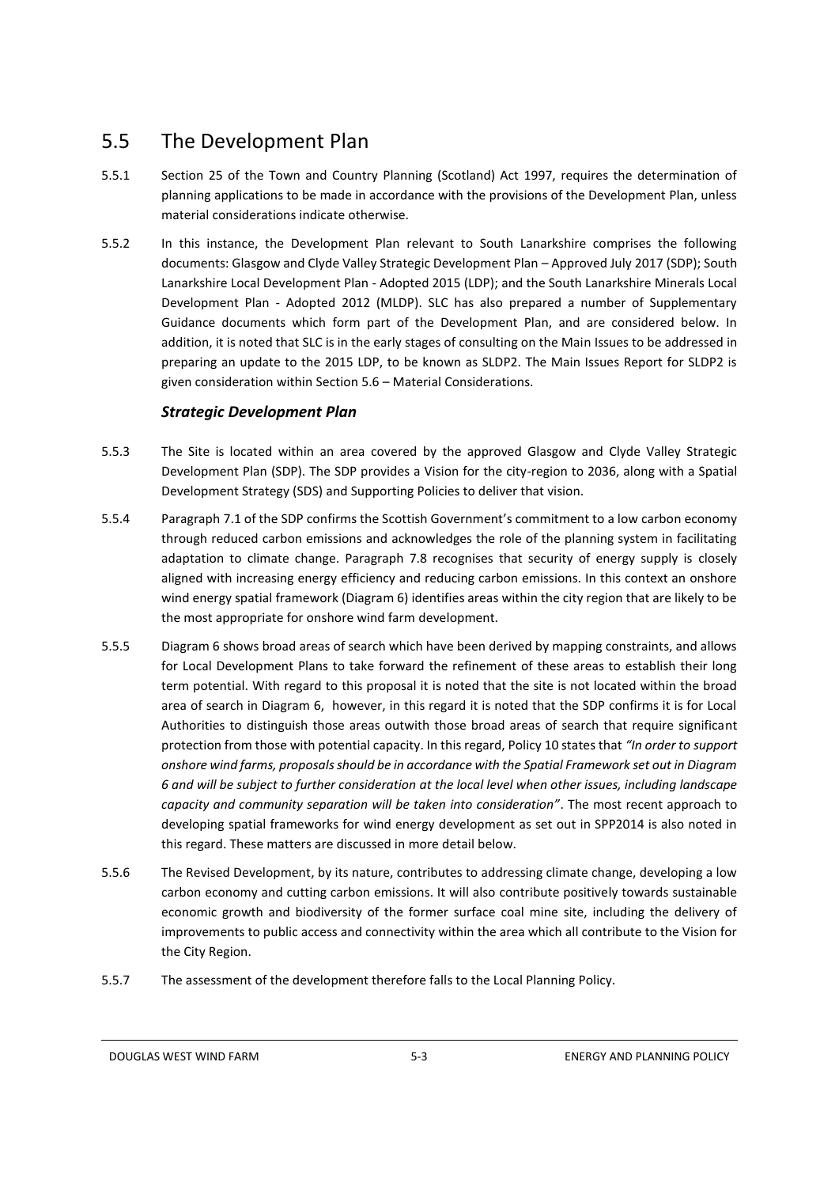## 5.5 The Development Plan

5.5.1 Section 25 of the Town and Country Planning (Scotland) Act 1997, requires the determination of planning applications to be made in accordance with the provisions of the Development Plan, unless material considerations indicate otherwise.

5.5.2 In this instance, the Development Plan relevant to South Lanarkshire comprises the following documents: Glasgow and Clyde Valley Strategic Development Plan – Approved July 2017 (SDP); South Lanarkshire Local Development Plan - Adopted 2015 (LDP); and the South Lanarkshire Minerals Local Development Plan - Adopted 2012 (MLDP). SLC has also prepared a number of Supplementary Guidance documents which form part of the Development Plan, and are considered below. In addition, it is noted that SLC is in the early stages of consulting on the Main Issues to be addressed in preparing an update to the 2015 LDP, to be known as SLDP2. The Main Issues Report for SLDP2 is given consideration within Section 5.6 – Material Considerations.

### *Strategic Development Plan*

5.5.3 The Site is located within an area covered by the approved Glasgow and Clyde Valley Strategic Development Plan (SDP). The SDP provides a Vision for the city-region to 2036, along with a Spatial Development Strategy (SDS) and Supporting Policies to deliver that vision.

5.5.4 Paragraph 7.1 of the SDP confirms the Scottish Government's commitment to a low carbon economy through reduced carbon emissions and acknowledges the role of the planning system in facilitating adaptation to climate change. Paragraph 7.8 recognises that security of energy supply is closely aligned with increasing energy efficiency and reducing carbon emissions. In this context an onshore wind energy spatial framework (Diagram 6) identifies areas within the city region that are likely to be the most appropriate for onshore wind farm development.

5.5.5 Diagram 6 shows broad areas of search which have been derived by mapping constraints, and allows for Local Development Plans to take forward the refinement of these areas to establish their long term potential. With regard to this proposal it is noted that the site is not located within the broad area of search in Diagram 6, however, in this regard it is noted that the SDP confirms it is for Local Authorities to distinguish those areas outwith those broad areas of search that require significant protection from those with potential capacity. In this regard, Policy 10 states that *"In order to support onshore wind farms, proposals should be in accordance with the Spatial Framework set out in Diagram 6 and will be subject to further consideration at the local level when other issues, including landscape capacity and community separation will be taken into consideration"*. The most recent approach to developing spatial frameworks for wind energy development as set out in SPP2014 is also noted in this regard. These matters are discussed in more detail below.

5.5.6 The Revised Development, by its nature, contributes to addressing climate change, developing a low carbon economy and cutting carbon emissions. It will also contribute positively towards sustainable economic growth and biodiversity of the former surface coal mine site, including the delivery of improvements to public access and connectivity within the area which all contribute to the Vision for the City Region.

5.5.7 The assessment of the development therefore falls to the Local Planning Policy.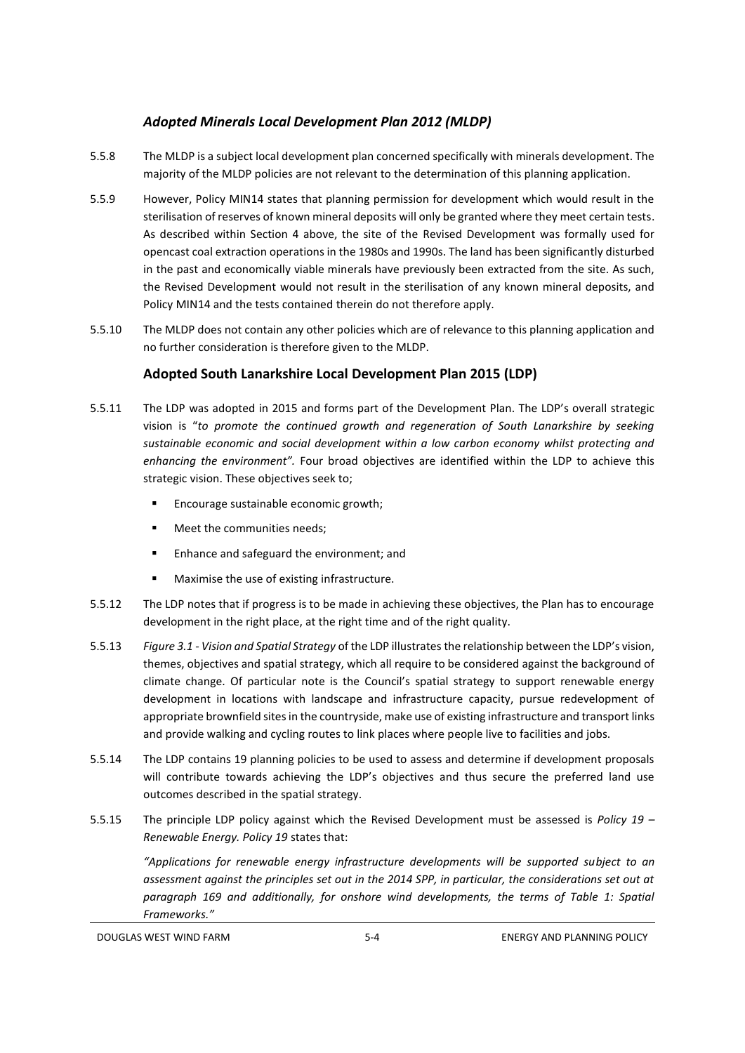### *Adopted Minerals Local Development Plan 2012 (MLDP)*

5.5.8 The MLDP is a subject local development plan concerned specifically with minerals development. The majority of the MLDP policies are not relevant to the determination of this planning application.

5.5.9 However, Policy MIN14 states that planning permission for development which would result in the sterilisation of reserves of known mineral deposits will only be granted where they meet certain tests. As described within Section 4 above, the site of the Revised Development was formally used for opencast coal extraction operations in the 1980s and 1990s. The land has been significantly disturbed in the past and economically viable minerals have previously been extracted from the site. As such, the Revised Development would not result in the sterilisation of any known mineral deposits, and Policy MIN14 and the tests contained therein do not therefore apply.

5.5.10 The MLDP does not contain any other policies which are of relevance to this planning application and no further consideration is therefore given to the MLDP.

### Adopted South Lanarkshire Local Development Plan 2015 (LDP)

5.5.11 The LDP was adopted in 2015 and forms part of the Development Plan. The LDP's overall strategic vision is "*to promote the continued growth and regeneration of South Lanarkshire by seeking sustainable economic and social development within a low carbon economy whilst protecting and enhancing the environment".* Four broad objectives are identified within the LDP to achieve this strategic vision. These objectives seek to;

- Encourage sustainable economic growth;
- Meet the communities needs;
- Enhance and safeguard the environment; and
- Maximise the use of existing infrastructure.

5.5.12 The LDP notes that if progress is to be made in achieving these objectives, the Plan has to encourage development in the right place, at the right time and of the right quality.

5.5.13 *Figure 3.1 - Vision and Spatial Strategy* of the LDP illustrates the relationship between the LDP's vision, themes, objectives and spatial strategy, which all require to be considered against the background of climate change. Of particular note is the Council's spatial strategy to support renewable energy development in locations with landscape and infrastructure capacity, pursue redevelopment of appropriate brownfield sites in the countryside, make use of existing infrastructure and transport links and provide walking and cycling routes to link places where people live to facilities and jobs.

5.5.14 The LDP contains 19 planning policies to be used to assess and determine if development proposals will contribute towards achieving the LDP's objectives and thus secure the preferred land use outcomes described in the spatial strategy.

5.5.15 The principle LDP policy against which the Revised Development must be assessed is *Policy 19 – Renewable Energy. Policy 19* states that:

> *"Applications for renewable energy infrastructure developments will be supported subject to an assessment against the principles set out in the 2014 SPP, in particular, the considerations set out at paragraph 169 and additionally, for onshore wind developments, the terms of Table 1: Spatial Frameworks."*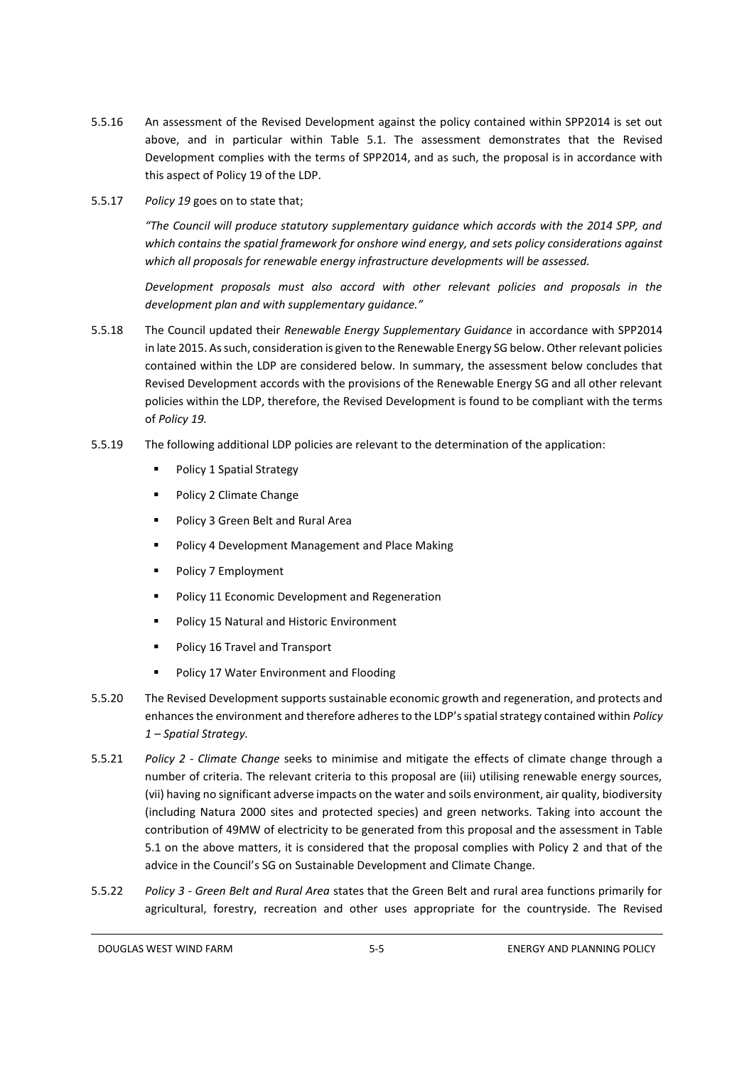5.5.16 An assessment of the Revised Development against the policy contained within SPP2014 is set out above, and in particular within Table 5.1. The assessment demonstrates that the Revised Development complies with the terms of SPP2014, and as such, the proposal is in accordance with this aspect of Policy 19 of the LDP.

5.5.17 *Policy 19* goes on to state that;

> *"The Council will produce statutory supplementary guidance which accords with the 2014 SPP, and which contains the spatial framework for onshore wind energy, and sets policy considerations against which all proposals for renewable energy infrastructure developments will be assessed.*
>
> *Development proposals must also accord with other relevant policies and proposals in the development plan and with supplementary guidance."*

5.5.18 The Council updated their *Renewable Energy Supplementary Guidance* in accordance with SPP2014 in late 2015. As such, consideration is given to the Renewable Energy SG below. Other relevant policies contained within the LDP are considered below. In summary, the assessment below concludes that Revised Development accords with the provisions of the Renewable Energy SG and all other relevant policies within the LDP, therefore, the Revised Development is found to be compliant with the terms of *Policy 19.*

5.5.19 The following additional LDP policies are relevant to the determination of the application:

- Policy 1 Spatial Strategy
- Policy 2 Climate Change
- Policy 3 Green Belt and Rural Area
- Policy 4 Development Management and Place Making
- Policy 7 Employment
- Policy 11 Economic Development and Regeneration
- Policy 15 Natural and Historic Environment
- Policy 16 Travel and Transport
- Policy 17 Water Environment and Flooding

5.5.20 The Revised Development supports sustainable economic growth and regeneration, and protects and enhances the environment and therefore adheres to the LDP's spatial strategy contained within *Policy 1 – Spatial Strategy.*

5.5.21 *Policy 2 - Climate Change* seeks to minimise and mitigate the effects of climate change through a number of criteria. The relevant criteria to this proposal are (iii) utilising renewable energy sources, (vii) having no significant adverse impacts on the water and soils environment, air quality, biodiversity (including Natura 2000 sites and protected species) and green networks. Taking into account the contribution of 49MW of electricity to be generated from this proposal and the assessment in Table 5.1 on the above matters, it is considered that the proposal complies with Policy 2 and that of the advice in the Council's SG on Sustainable Development and Climate Change.

5.5.22 *Policy 3 - Green Belt and Rural Area* states that the Green Belt and rural area functions primarily for agricultural, forestry, recreation and other uses appropriate for the countryside. The Revised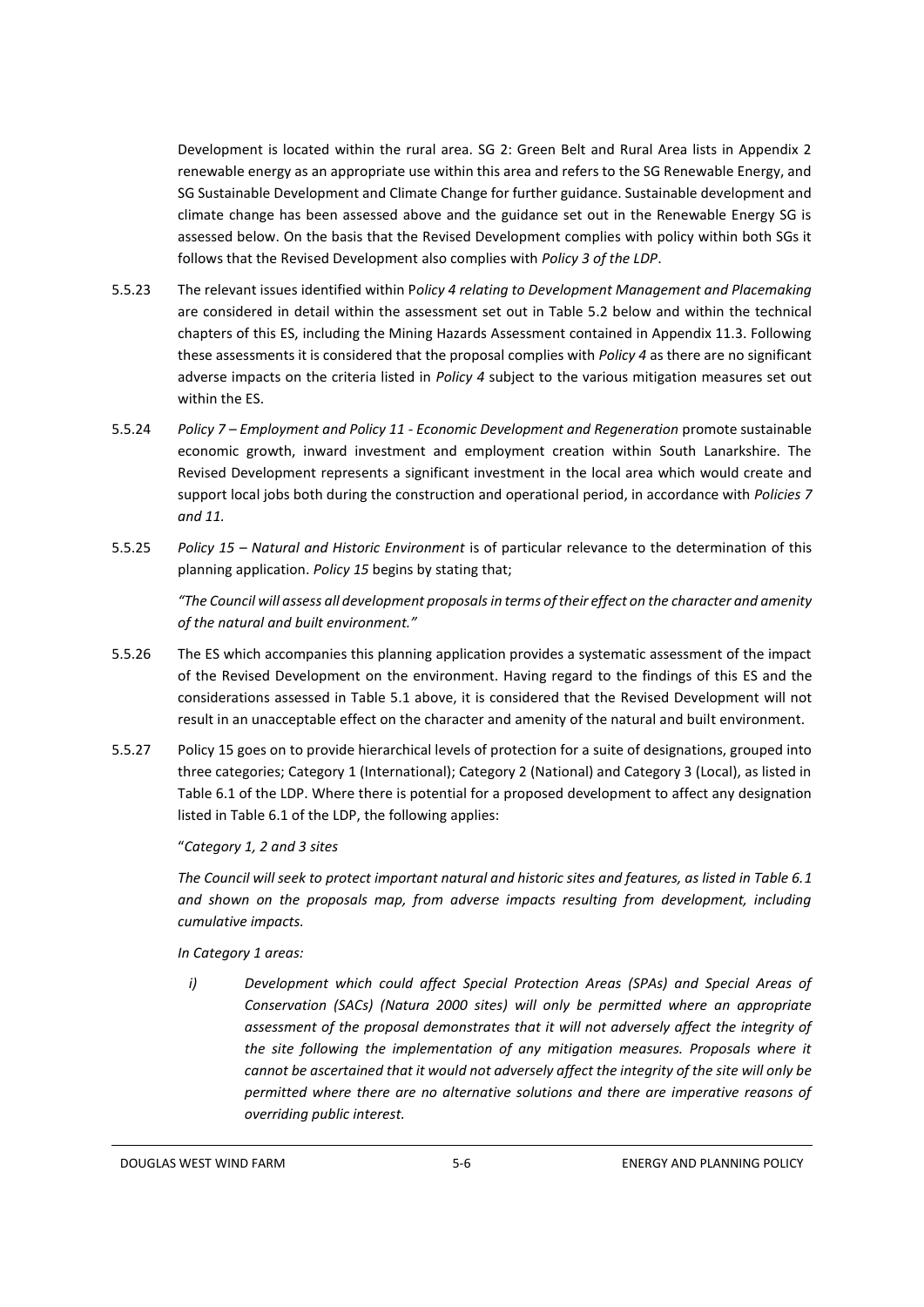Development is located within the rural area. SG 2: Green Belt and Rural Area lists in Appendix 2 renewable energy as an appropriate use within this area and refers to the SG Renewable Energy, and SG Sustainable Development and Climate Change for further guidance. Sustainable development and climate change has been assessed above and the guidance set out in the Renewable Energy SG is assessed below. On the basis that the Revised Development complies with policy within both SGs it follows that the Revised Development also complies with *Policy 3 of the LDP*.

5.5.23 The relevant issues identified within P*olicy 4 relating to Development Management and Placemaking* are considered in detail within the assessment set out in Table 5.2 below and within the technical chapters of this ES, including the Mining Hazards Assessment contained in Appendix 11.3. Following these assessments it is considered that the proposal complies with *Policy 4* as there are no significant adverse impacts on the criteria listed in *Policy 4* subject to the various mitigation measures set out within the ES.

5.5.24 *Policy 7 – Employment and Policy 11 - Economic Development and Regeneration* promote sustainable economic growth, inward investment and employment creation within South Lanarkshire. The Revised Development represents a significant investment in the local area which would create and support local jobs both during the construction and operational period, in accordance with *Policies 7 and 11.*

5.5.25 *Policy 15 – Natural and Historic Environment* is of particular relevance to the determination of this planning application. *Policy 15* begins by stating that;

*"The Council will assess all development proposals in terms of their effect on the character and amenity of the natural and built environment."*

5.5.26 The ES which accompanies this planning application provides a systematic assessment of the impact of the Revised Development on the environment. Having regard to the findings of this ES and the considerations assessed in Table 5.1 above, it is considered that the Revised Development will not result in an unacceptable effect on the character and amenity of the natural and built environment.

5.5.27 Policy 15 goes on to provide hierarchical levels of protection for a suite of designations, grouped into three categories; Category 1 (International); Category 2 (National) and Category 3 (Local), as listed in Table 6.1 of the LDP. Where there is potential for a proposed development to affect any designation listed in Table 6.1 of the LDP, the following applies:

"*Category 1, 2 and 3 sites*

*The Council will seek to protect important natural and historic sites and features, as listed in Table 6.1 and shown on the proposals map, from adverse impacts resulting from development, including cumulative impacts.*

*In Category 1 areas:*

*i) Development which could affect Special Protection Areas (SPAs) and Special Areas of Conservation (SACs) (Natura 2000 sites) will only be permitted where an appropriate assessment of the proposal demonstrates that it will not adversely affect the integrity of the site following the implementation of any mitigation measures. Proposals where it cannot be ascertained that it would not adversely affect the integrity of the site will only be permitted where there are no alternative solutions and there are imperative reasons of overriding public interest.*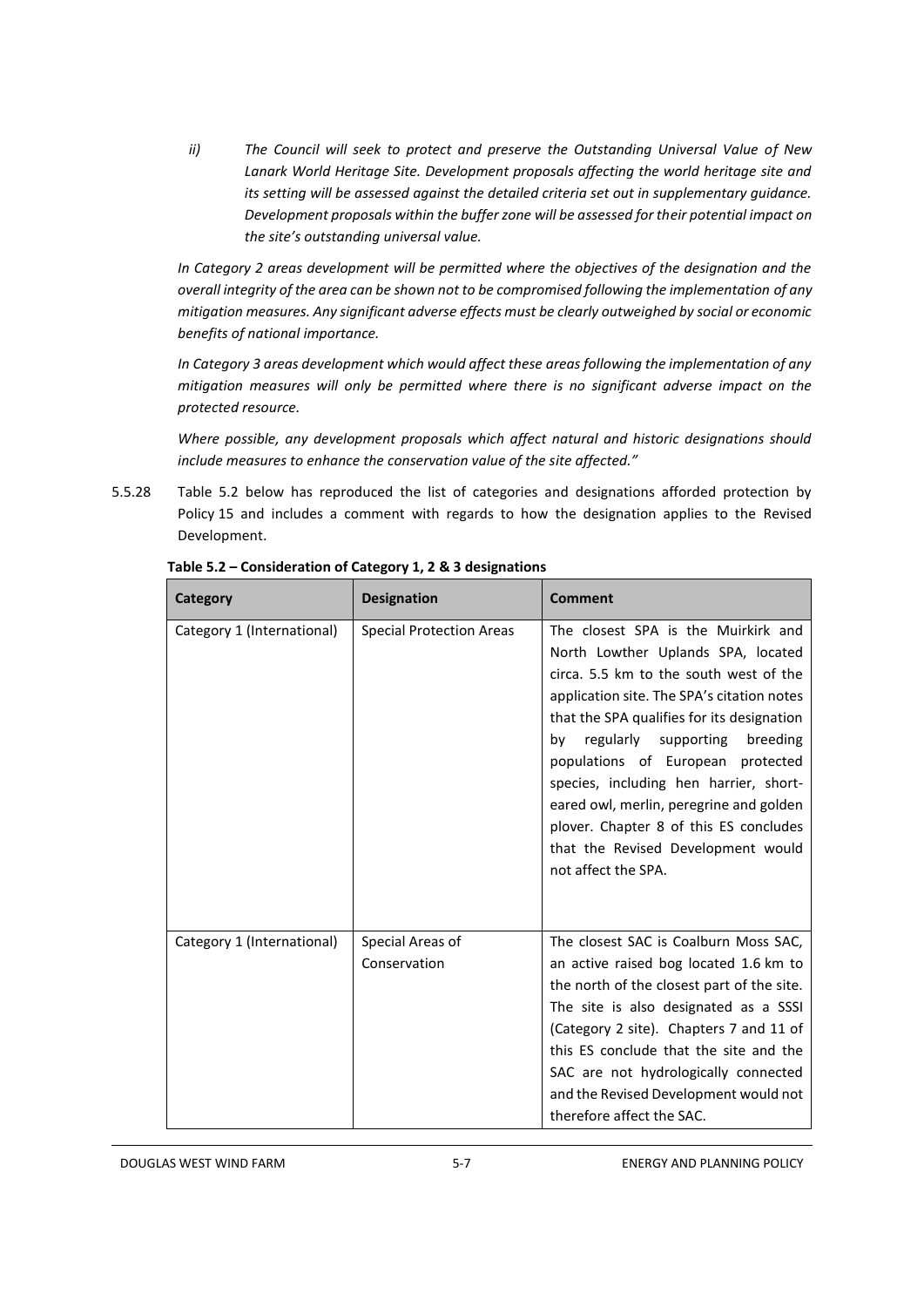*ii) The Council will seek to protect and preserve the Outstanding Universal Value of New Lanark World Heritage Site. Development proposals affecting the world heritage site and its setting will be assessed against the detailed criteria set out in supplementary guidance. Development proposals within the buffer zone will be assessed for their potential impact on the site's outstanding universal value.*

*In Category 2 areas development will be permitted where the objectives of the designation and the overall integrity of the area can be shown not to be compromised following the implementation of any mitigation measures. Any significant adverse effects must be clearly outweighed by social or economic benefits of national importance.*

*In Category 3 areas development which would affect these areas following the implementation of any mitigation measures will only be permitted where there is no significant adverse impact on the protected resource.*

*Where possible, any development proposals which affect natural and historic designations should include measures to enhance the conservation value of the site affected."*

5.5.28 Table 5.2 below has reproduced the list of categories and designations afforded protection by Policy 15 and includes a comment with regards to how the designation applies to the Revised Development.

**Table 5.2 – Consideration of Category 1, 2 & 3 designations**

| Category | Designation | Comment |
|---|---|---|
| Category 1 (International) | Special Protection Areas | The closest SPA is the Muirkirk and North Lowther Uplands SPA, located circa. 5.5 km to the south west of the application site. The SPA's citation notes that the SPA qualifies for its designation by regularly supporting breeding populations of European protected species, including hen harrier, short-eared owl, merlin, peregrine and golden plover. Chapter 8 of this ES concludes that the Revised Development would not affect the SPA. |
| Category 1 (International) | Special Areas of Conservation | The closest SAC is Coalburn Moss SAC, an active raised bog located 1.6 km to the north of the closest part of the site. The site is also designated as a SSSI (Category 2 site). Chapters 7 and 11 of this ES conclude that the site and the SAC are not hydrologically connected and the Revised Development would not therefore affect the SAC. |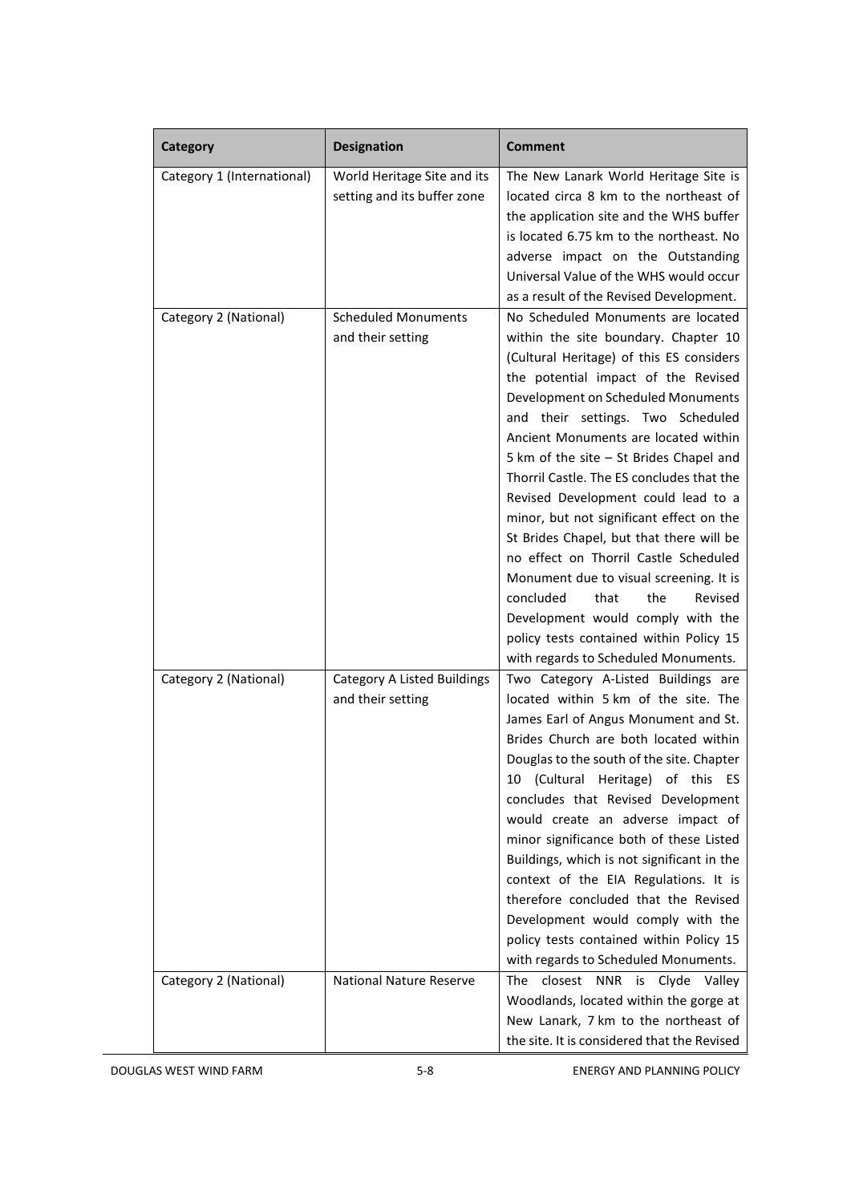| Category | Designation | Comment |
|---|---|---|
| Category 1 (International) | World Heritage Site and its setting and its buffer zone | The New Lanark World Heritage Site is located circa 8 km to the northeast of the application site and the WHS buffer is located 6.75 km to the northeast. No adverse impact on the Outstanding Universal Value of the WHS would occur as a result of the Revised Development. |
| Category 2 (National) | Scheduled Monuments and their setting | No Scheduled Monuments are located within the site boundary. Chapter 10 (Cultural Heritage) of this ES considers the potential impact of the Revised Development on Scheduled Monuments and their settings. Two Scheduled Ancient Monuments are located within 5 km of the site – St Brides Chapel and Thorril Castle. The ES concludes that the Revised Development could lead to a minor, but not significant effect on the St Brides Chapel, but that there will be no effect on Thorril Castle Scheduled Monument due to visual screening. It is concluded that the Revised Development would comply with the policy tests contained within Policy 15 with regards to Scheduled Monuments. |
| Category 2 (National) | Category A Listed Buildings and their setting | Two Category A-Listed Buildings are located within 5 km of the site. The James Earl of Angus Monument and St. Brides Church are both located within Douglas to the south of the site. Chapter 10 (Cultural Heritage) of this ES concludes that Revised Development would create an adverse impact of minor significance both of these Listed Buildings, which is not significant in the context of the EIA Regulations. It is therefore concluded that the Revised Development would comply with the policy tests contained within Policy 15 with regards to Scheduled Monuments. |
| Category 2 (National) | National Nature Reserve | The closest NNR is Clyde Valley Woodlands, located within the gorge at New Lanark, 7 km to the northeast of the site. It is considered that the Revised |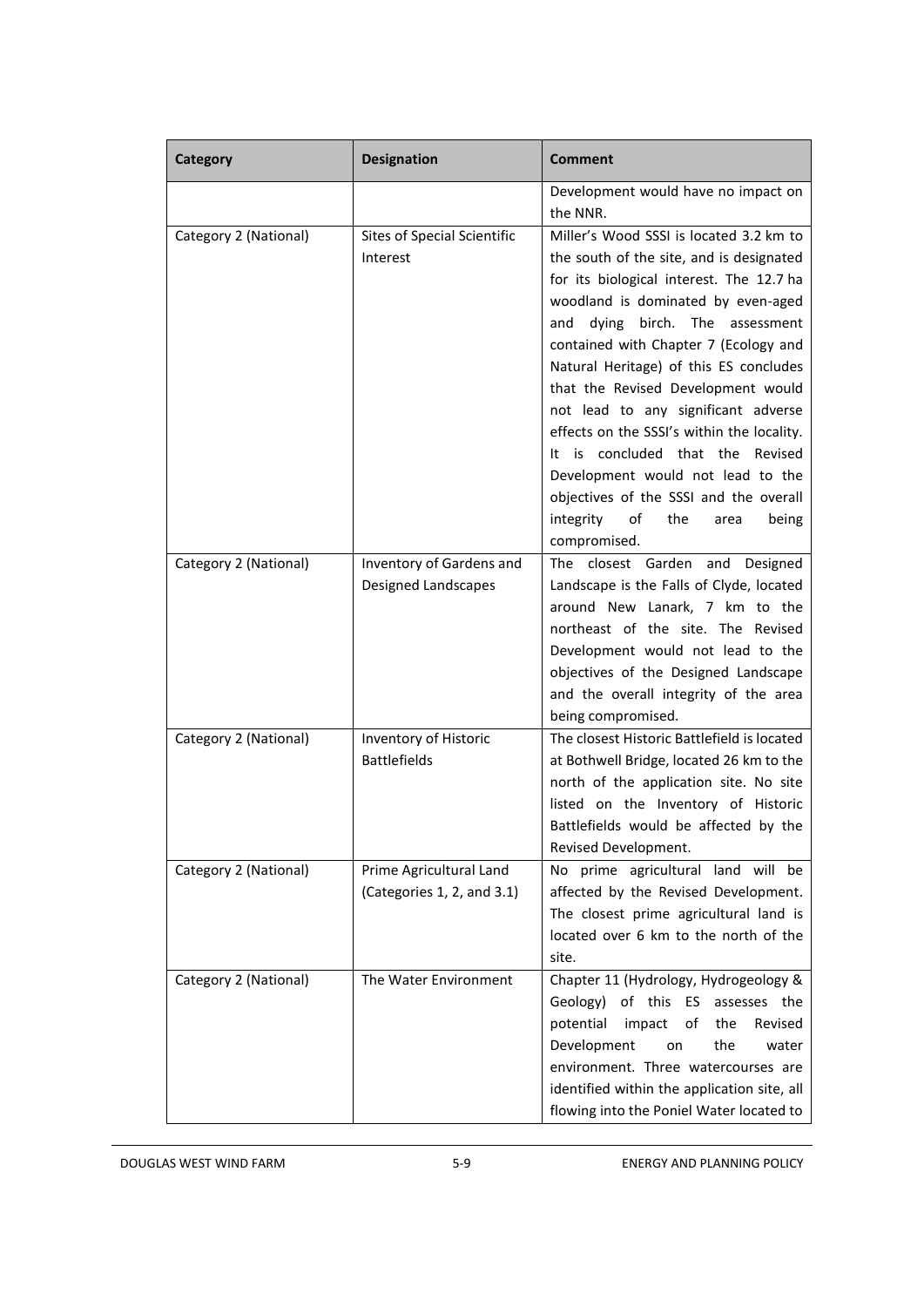| Category | Designation | Comment |
|---|---|---|
| | | Development would have no impact on the NNR. |
| Category 2 (National) | Sites of Special Scientific Interest | Miller's Wood SSSI is located 3.2 km to the south of the site, and is designated for its biological interest. The 12.7 ha woodland is dominated by even-aged and dying birch. The assessment contained with Chapter 7 (Ecology and Natural Heritage) of this ES concludes that the Revised Development would not lead to any significant adverse effects on the SSSI's within the locality. It is concluded that the Revised Development would not lead to the objectives of the SSSI and the overall integrity of the area being compromised. |
| Category 2 (National) | Inventory of Gardens and Designed Landscapes | The closest Garden and Designed Landscape is the Falls of Clyde, located around New Lanark, 7 km to the northeast of the site. The Revised Development would not lead to the objectives of the Designed Landscape and the overall integrity of the area being compromised. |
| Category 2 (National) | Inventory of Historic Battlefields | The closest Historic Battlefield is located at Bothwell Bridge, located 26 km to the north of the application site. No site listed on the Inventory of Historic Battlefields would be affected by the Revised Development. |
| Category 2 (National) | Prime Agricultural Land (Categories 1, 2, and 3.1) | No prime agricultural land will be affected by the Revised Development. The closest prime agricultural land is located over 6 km to the north of the site. |
| Category 2 (National) | The Water Environment | Chapter 11 (Hydrology, Hydrogeology & Geology) of this ES assesses the potential impact of the Revised Development on the water environment. Three watercourses are identified within the application site, all flowing into the Poniel Water located to |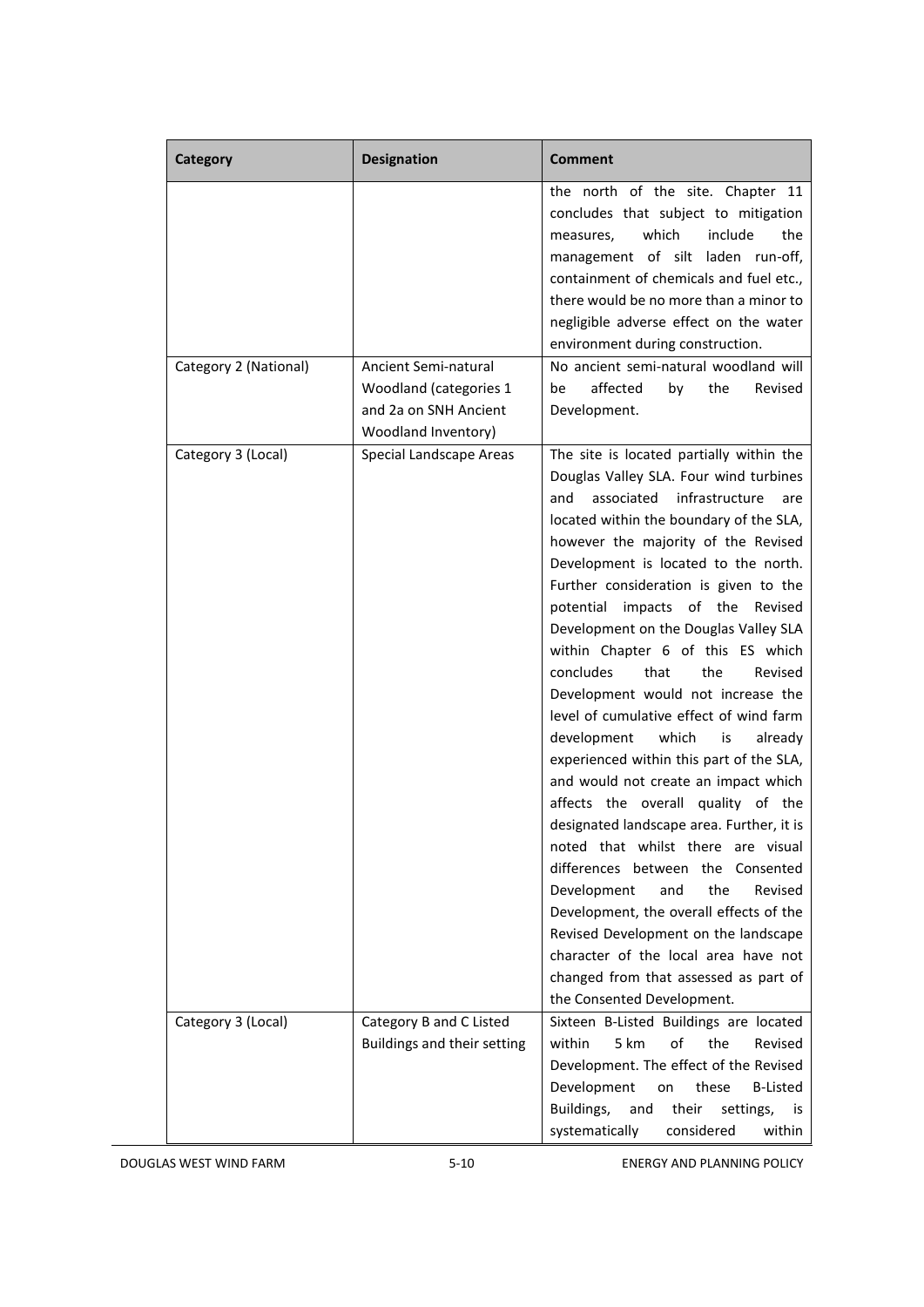| Category | Designation | Comment |
|---|---|---|
| | | the north of the site. Chapter 11 concludes that subject to mitigation measures, which include the management of silt laden run-off, containment of chemicals and fuel etc., there would be no more than a minor to negligible adverse effect on the water environment during construction. |
| Category 2 (National) | Ancient Semi-natural Woodland (categories 1 and 2a on SNH Ancient Woodland Inventory) | No ancient semi-natural woodland will be affected by the Revised Development. |
| Category 3 (Local) | Special Landscape Areas | The site is located partially within the Douglas Valley SLA. Four wind turbines and associated infrastructure are located within the boundary of the SLA, however the majority of the Revised Development is located to the north. Further consideration is given to the potential impacts of the Revised Development on the Douglas Valley SLA within Chapter 6 of this ES which concludes that the Revised Development would not increase the level of cumulative effect of wind farm development which is already experienced within this part of the SLA, and would not create an impact which affects the overall quality of the designated landscape area. Further, it is noted that whilst there are visual differences between the Consented Development and the Revised Development, the overall effects of the Revised Development on the landscape character of the local area have not changed from that assessed as part of the Consented Development. |
| Category 3 (Local) | Category B and C Listed Buildings and their setting | Sixteen B-Listed Buildings are located within 5 km of the Revised Development. The effect of the Revised Development on these B-Listed Buildings, and their settings, is systematically considered within |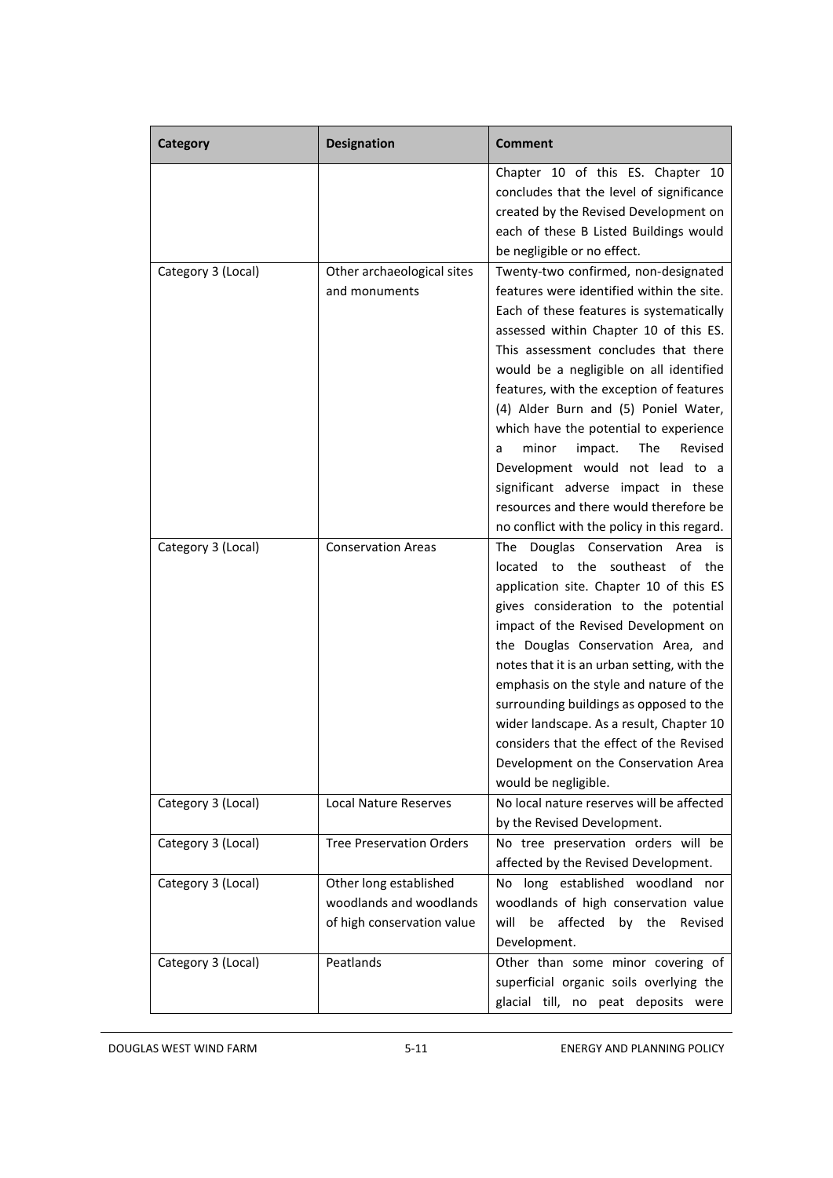| Category | Designation | Comment |
| --- | --- | --- |
| | | Chapter 10 of this ES. Chapter 10 concludes that the level of significance created by the Revised Development on each of these B Listed Buildings would be negligible or no effect. |
| Category 3 (Local) | Other archaeological sites and monuments | Twenty-two confirmed, non-designated features were identified within the site. Each of these features is systematically assessed within Chapter 10 of this ES. This assessment concludes that there would be a negligible on all identified features, with the exception of features (4) Alder Burn and (5) Poniel Water, which have the potential to experience a minor impact. The Revised Development would not lead to a significant adverse impact in these resources and there would therefore be no conflict with the policy in this regard. |
| Category 3 (Local) | Conservation Areas | The Douglas Conservation Area is located to the southeast of the application site. Chapter 10 of this ES gives consideration to the potential impact of the Revised Development on the Douglas Conservation Area, and notes that it is an urban setting, with the emphasis on the style and nature of the surrounding buildings as opposed to the wider landscape. As a result, Chapter 10 considers that the effect of the Revised Development on the Conservation Area would be negligible. |
| Category 3 (Local) | Local Nature Reserves | No local nature reserves will be affected by the Revised Development. |
| Category 3 (Local) | Tree Preservation Orders | No tree preservation orders will be affected by the Revised Development. |
| Category 3 (Local) | Other long established woodlands and woodlands of high conservation value | No long established woodland nor woodlands of high conservation value will be affected by the Revised Development. |
| Category 3 (Local) | Peatlands | Other than some minor covering of superficial organic soils overlying the glacial till, no peat deposits were |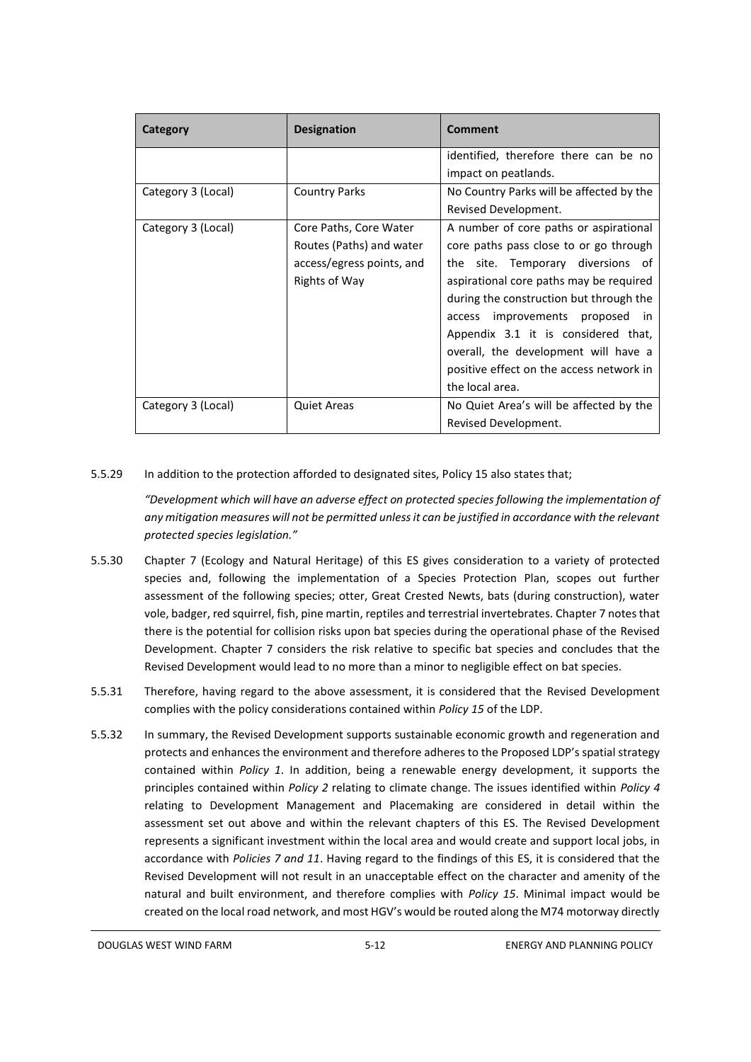| Category | Designation | Comment |
| --- | --- | --- |
| | | identified, therefore there can be no impact on peatlands. |
| Category 3 (Local) | Country Parks | No Country Parks will be affected by the Revised Development. |
| Category 3 (Local) | Core Paths, Core Water Routes (Paths) and water access/egress points, and Rights of Way | A number of core paths or aspirational core paths pass close to or go through the site. Temporary diversions of aspirational core paths may be required during the construction but through the access improvements proposed in Appendix 3.1 it is considered that, overall, the development will have a positive effect on the access network in the local area. |
| Category 3 (Local) | Quiet Areas | No Quiet Area's will be affected by the Revised Development. |

5.5.29 In addition to the protection afforded to designated sites, Policy 15 also states that;

*"Development which will have an adverse effect on protected species following the implementation of any mitigation measures will not be permitted unless it can be justified in accordance with the relevant protected species legislation."*

5.5.30 Chapter 7 (Ecology and Natural Heritage) of this ES gives consideration to a variety of protected species and, following the implementation of a Species Protection Plan, scopes out further assessment of the following species; otter, Great Crested Newts, bats (during construction), water vole, badger, red squirrel, fish, pine martin, reptiles and terrestrial invertebrates. Chapter 7 notes that there is the potential for collision risks upon bat species during the operational phase of the Revised Development. Chapter 7 considers the risk relative to specific bat species and concludes that the Revised Development would lead to no more than a minor to negligible effect on bat species.

5.5.31 Therefore, having regard to the above assessment, it is considered that the Revised Development complies with the policy considerations contained within *Policy 15* of the LDP.

5.5.32 In summary, the Revised Development supports sustainable economic growth and regeneration and protects and enhances the environment and therefore adheres to the Proposed LDP's spatial strategy contained within *Policy 1*. In addition, being a renewable energy development, it supports the principles contained within *Policy 2* relating to climate change. The issues identified within *Policy 4* relating to Development Management and Placemaking are considered in detail within the assessment set out above and within the relevant chapters of this ES. The Revised Development represents a significant investment within the local area and would create and support local jobs, in accordance with *Policies 7 and 11*. Having regard to the findings of this ES, it is considered that the Revised Development will not result in an unacceptable effect on the character and amenity of the natural and built environment, and therefore complies with *Policy 15*. Minimal impact would be created on the local road network, and most HGV's would be routed along the M74 motorway directly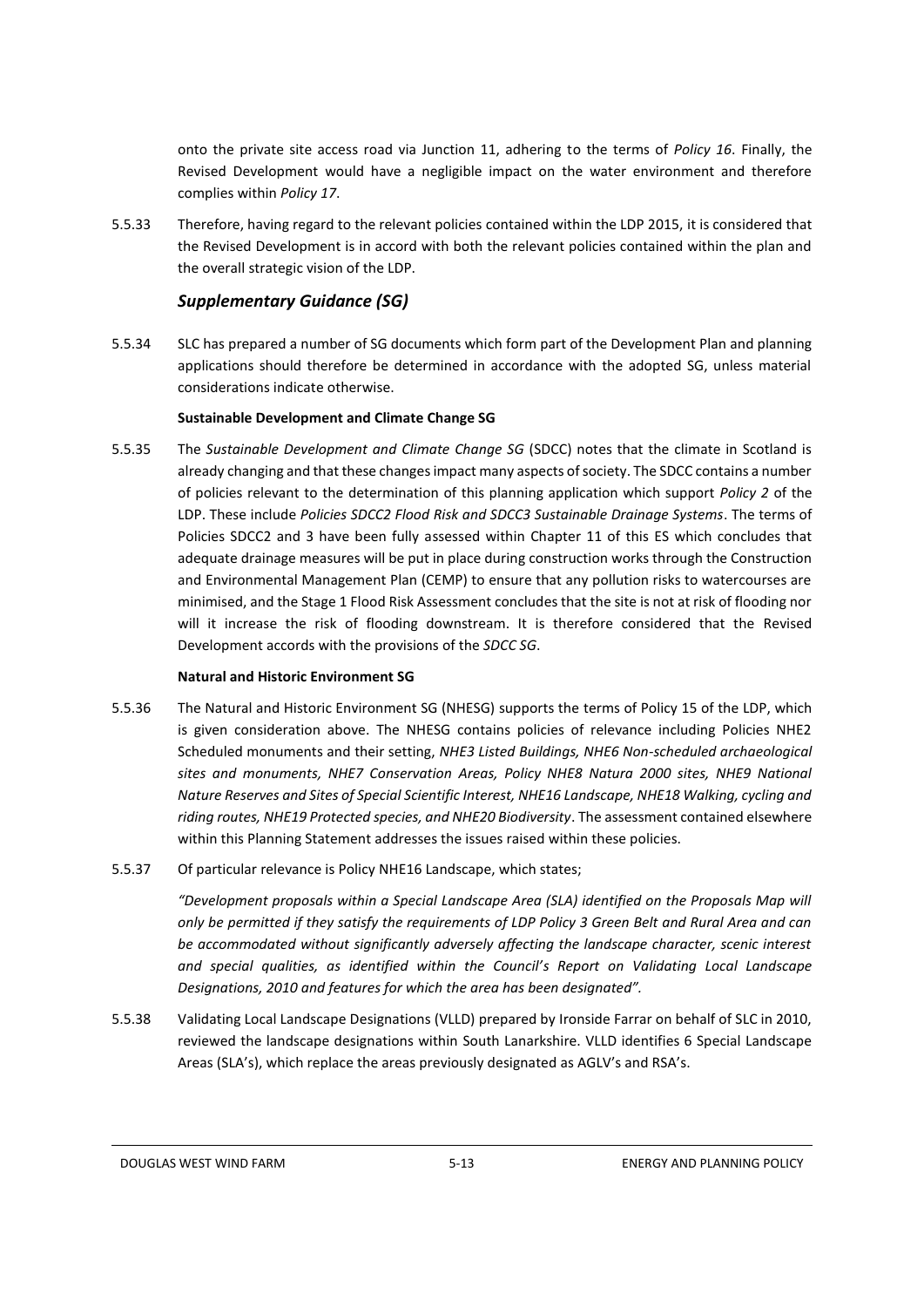onto the private site access road via Junction 11, adhering to the terms of *Policy 16*. Finally, the Revised Development would have a negligible impact on the water environment and therefore complies within *Policy 17*.

5.5.33 Therefore, having regard to the relevant policies contained within the LDP 2015, it is considered that the Revised Development is in accord with both the relevant policies contained within the plan and the overall strategic vision of the LDP.

### *Supplementary Guidance (SG)*

5.5.34 SLC has prepared a number of SG documents which form part of the Development Plan and planning applications should therefore be determined in accordance with the adopted SG, unless material considerations indicate otherwise.

**Sustainable Development and Climate Change SG**

5.5.35 The *Sustainable Development and Climate Change SG* (SDCC) notes that the climate in Scotland is already changing and that these changes impact many aspects of society. The SDCC contains a number of policies relevant to the determination of this planning application which support *Policy 2* of the LDP. These include *Policies SDCC2 Flood Risk and SDCC3 Sustainable Drainage Systems*. The terms of Policies SDCC2 and 3 have been fully assessed within Chapter 11 of this ES which concludes that adequate drainage measures will be put in place during construction works through the Construction and Environmental Management Plan (CEMP) to ensure that any pollution risks to watercourses are minimised, and the Stage 1 Flood Risk Assessment concludes that the site is not at risk of flooding nor will it increase the risk of flooding downstream. It is therefore considered that the Revised Development accords with the provisions of the *SDCC SG*.

**Natural and Historic Environment SG**

5.5.36 The Natural and Historic Environment SG (NHESG) supports the terms of Policy 15 of the LDP, which is given consideration above. The NHESG contains policies of relevance including Policies NHE2 Scheduled monuments and their setting, *NHE3 Listed Buildings, NHE6 Non-scheduled archaeological sites and monuments, NHE7 Conservation Areas, Policy NHE8 Natura 2000 sites, NHE9 National Nature Reserves and Sites of Special Scientific Interest, NHE16 Landscape, NHE18 Walking, cycling and riding routes, NHE19 Protected species, and NHE20 Biodiversity*. The assessment contained elsewhere within this Planning Statement addresses the issues raised within these policies.

5.5.37 Of particular relevance is Policy NHE16 Landscape, which states;

*"Development proposals within a Special Landscape Area (SLA) identified on the Proposals Map will only be permitted if they satisfy the requirements of LDP Policy 3 Green Belt and Rural Area and can be accommodated without significantly adversely affecting the landscape character, scenic interest and special qualities, as identified within the Council's Report on Validating Local Landscape Designations, 2010 and features for which the area has been designated".*

5.5.38 Validating Local Landscape Designations (VLLD) prepared by Ironside Farrar on behalf of SLC in 2010, reviewed the landscape designations within South Lanarkshire. VLLD identifies 6 Special Landscape Areas (SLA's), which replace the areas previously designated as AGLV's and RSA's.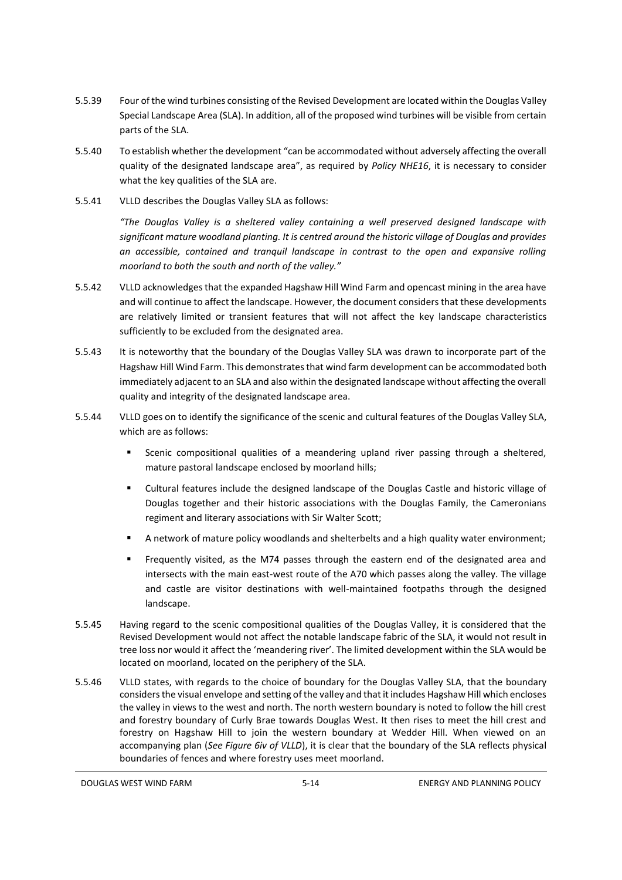5.5.39 Four of the wind turbines consisting of the Revised Development are located within the Douglas Valley Special Landscape Area (SLA). In addition, all of the proposed wind turbines will be visible from certain parts of the SLA.

5.5.40 To establish whether the development "can be accommodated without adversely affecting the overall quality of the designated landscape area", as required by *Policy NHE16*, it is necessary to consider what the key qualities of the SLA are.

5.5.41 VLLD describes the Douglas Valley SLA as follows:

> *"The Douglas Valley is a sheltered valley containing a well preserved designed landscape with significant mature woodland planting. It is centred around the historic village of Douglas and provides an accessible, contained and tranquil landscape in contrast to the open and expansive rolling moorland to both the south and north of the valley."*

5.5.42 VLLD acknowledges that the expanded Hagshaw Hill Wind Farm and opencast mining in the area have and will continue to affect the landscape. However, the document considers that these developments are relatively limited or transient features that will not affect the key landscape characteristics sufficiently to be excluded from the designated area.

5.5.43 It is noteworthy that the boundary of the Douglas Valley SLA was drawn to incorporate part of the Hagshaw Hill Wind Farm. This demonstrates that wind farm development can be accommodated both immediately adjacent to an SLA and also within the designated landscape without affecting the overall quality and integrity of the designated landscape area.

5.5.44 VLLD goes on to identify the significance of the scenic and cultural features of the Douglas Valley SLA, which are as follows:

- Scenic compositional qualities of a meandering upland river passing through a sheltered, mature pastoral landscape enclosed by moorland hills;
- Cultural features include the designed landscape of the Douglas Castle and historic village of Douglas together and their historic associations with the Douglas Family, the Cameronians regiment and literary associations with Sir Walter Scott;
- A network of mature policy woodlands and shelterbelts and a high quality water environment;
- Frequently visited, as the M74 passes through the eastern end of the designated area and intersects with the main east-west route of the A70 which passes along the valley. The village and castle are visitor destinations with well-maintained footpaths through the designed landscape.

5.5.45 Having regard to the scenic compositional qualities of the Douglas Valley, it is considered that the Revised Development would not affect the notable landscape fabric of the SLA, it would not result in tree loss nor would it affect the 'meandering river'. The limited development within the SLA would be located on moorland, located on the periphery of the SLA.

5.5.46 VLLD states, with regards to the choice of boundary for the Douglas Valley SLA, that the boundary considers the visual envelope and setting of the valley and that it includes Hagshaw Hill which encloses the valley in views to the west and north. The north western boundary is noted to follow the hill crest and forestry boundary of Curly Brae towards Douglas West. It then rises to meet the hill crest and forestry on Hagshaw Hill to join the western boundary at Wedder Hill. When viewed on an accompanying plan (*See Figure 6iv of VLLD*), it is clear that the boundary of the SLA reflects physical boundaries of fences and where forestry uses meet moorland.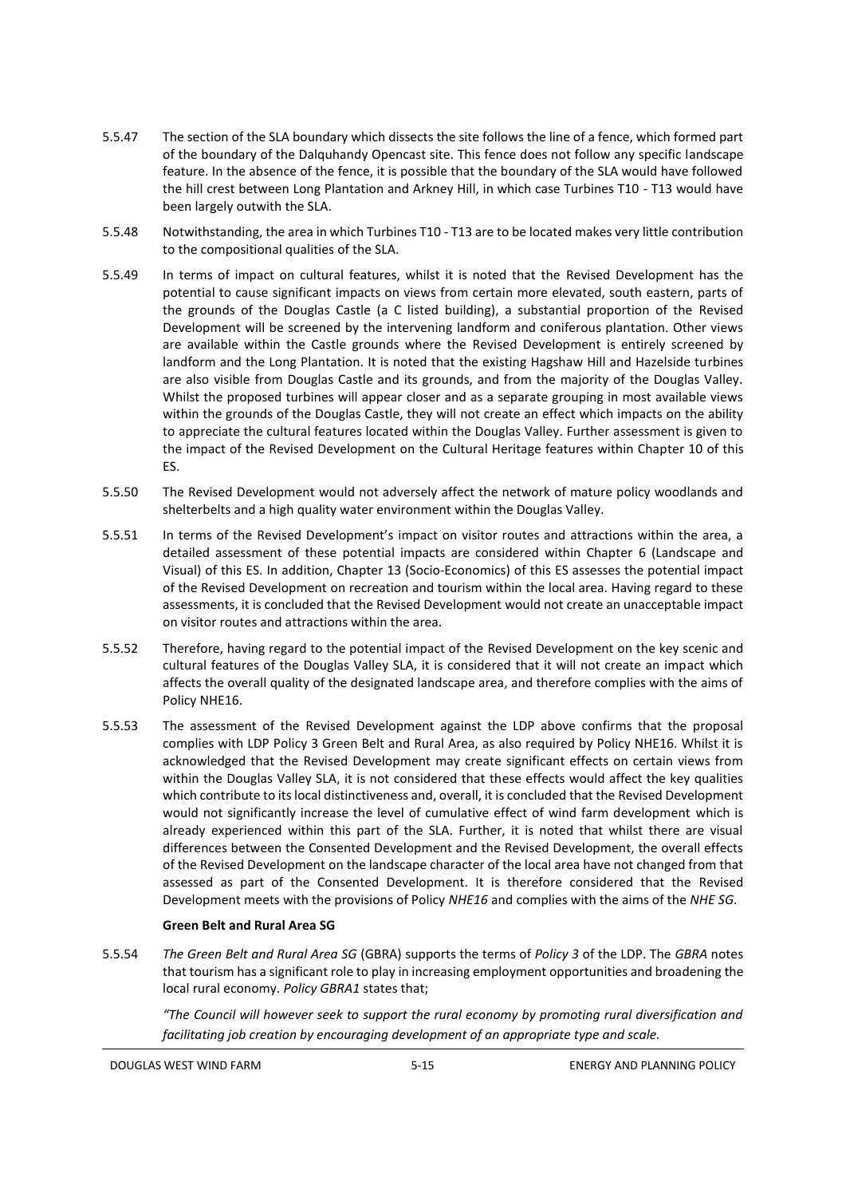5.5.47 The section of the SLA boundary which dissects the site follows the line of a fence, which formed part of the boundary of the Dalquhandy Opencast site. This fence does not follow any specific landscape feature. In the absence of the fence, it is possible that the boundary of the SLA would have followed the hill crest between Long Plantation and Arkney Hill, in which case Turbines T10 - T13 would have been largely outwith the SLA.

5.5.48 Notwithstanding, the area in which Turbines T10 - T13 are to be located makes very little contribution to the compositional qualities of the SLA.

5.5.49 In terms of impact on cultural features, whilst it is noted that the Revised Development has the potential to cause significant impacts on views from certain more elevated, south eastern, parts of the grounds of the Douglas Castle (a C listed building), a substantial proportion of the Revised Development will be screened by the intervening landform and coniferous plantation. Other views are available within the Castle grounds where the Revised Development is entirely screened by landform and the Long Plantation. It is noted that the existing Hagshaw Hill and Hazelside turbines are also visible from Douglas Castle and its grounds, and from the majority of the Douglas Valley. Whilst the proposed turbines will appear closer and as a separate grouping in most available views within the grounds of the Douglas Castle, they will not create an effect which impacts on the ability to appreciate the cultural features located within the Douglas Valley. Further assessment is given to the impact of the Revised Development on the Cultural Heritage features within Chapter 10 of this ES.

5.5.50 The Revised Development would not adversely affect the network of mature policy woodlands and shelterbelts and a high quality water environment within the Douglas Valley.

5.5.51 In terms of the Revised Development's impact on visitor routes and attractions within the area, a detailed assessment of these potential impacts are considered within Chapter 6 (Landscape and Visual) of this ES. In addition, Chapter 13 (Socio-Economics) of this ES assesses the potential impact of the Revised Development on recreation and tourism within the local area. Having regard to these assessments, it is concluded that the Revised Development would not create an unacceptable impact on visitor routes and attractions within the area.

5.5.52 Therefore, having regard to the potential impact of the Revised Development on the key scenic and cultural features of the Douglas Valley SLA, it is considered that it will not create an impact which affects the overall quality of the designated landscape area, and therefore complies with the aims of Policy NHE16.

5.5.53 The assessment of the Revised Development against the LDP above confirms that the proposal complies with LDP Policy 3 Green Belt and Rural Area, as also required by Policy NHE16. Whilst it is acknowledged that the Revised Development may create significant effects on certain views from within the Douglas Valley SLA, it is not considered that these effects would affect the key qualities which contribute to its local distinctiveness and, overall, it is concluded that the Revised Development would not significantly increase the level of cumulative effect of wind farm development which is already experienced within this part of the SLA. Further, it is noted that whilst there are visual differences between the Consented Development and the Revised Development, the overall effects of the Revised Development on the landscape character of the local area have not changed from that assessed as part of the Consented Development. It is therefore considered that the Revised Development meets with the provisions of Policy *NHE16* and complies with the aims of the *NHE SG*.

**Green Belt and Rural Area SG**

5.5.54 *The Green Belt and Rural Area SG* (GBRA) supports the terms of *Policy 3* of the LDP. The *GBRA* notes that tourism has a significant role to play in increasing employment opportunities and broadening the local rural economy. *Policy GBRA1* states that;

*"The Council will however seek to support the rural economy by promoting rural diversification and facilitating job creation by encouraging development of an appropriate type and scale.*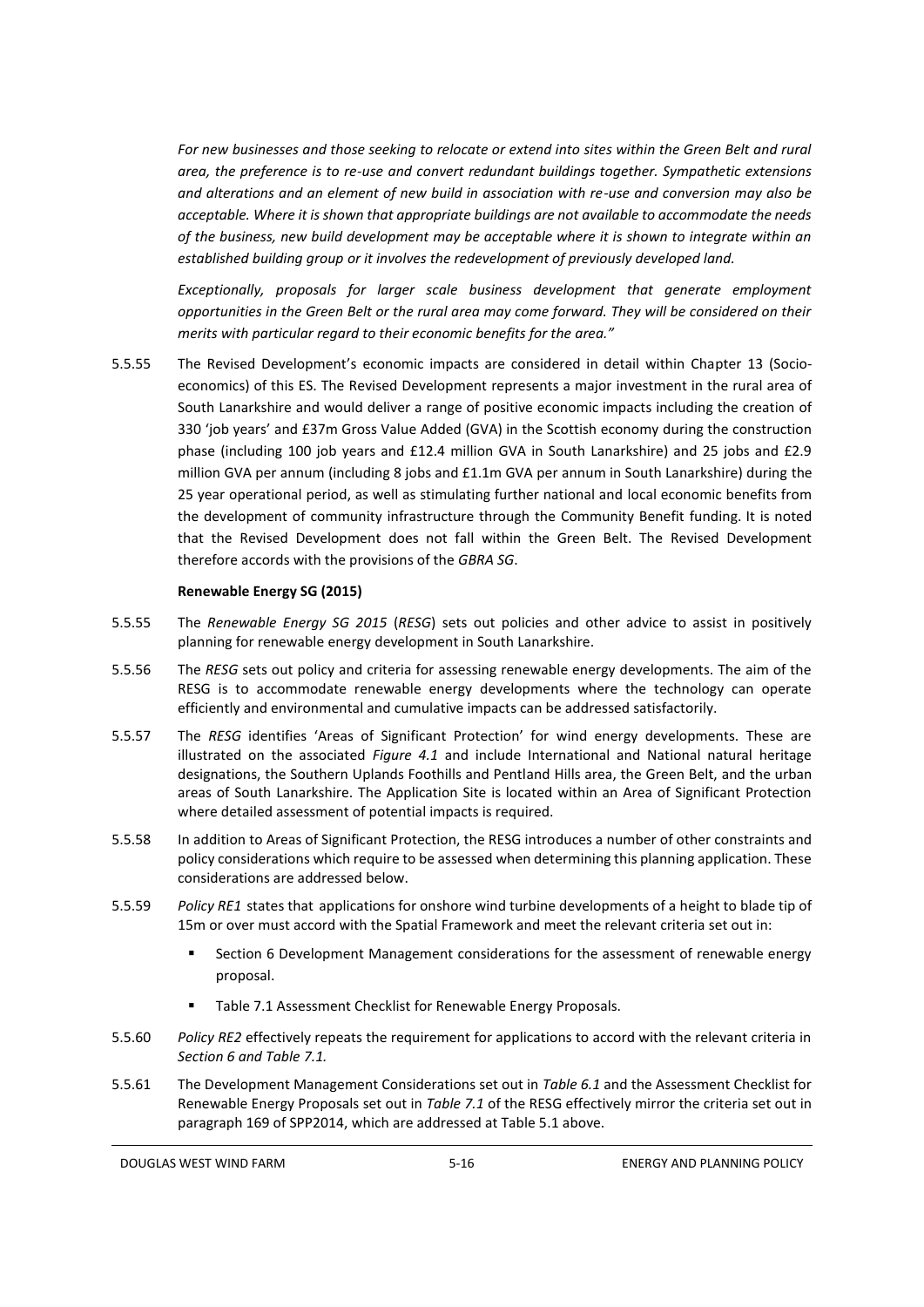*For new businesses and those seeking to relocate or extend into sites within the Green Belt and rural area, the preference is to re-use and convert redundant buildings together. Sympathetic extensions and alterations and an element of new build in association with re-use and conversion may also be acceptable. Where it is shown that appropriate buildings are not available to accommodate the needs of the business, new build development may be acceptable where it is shown to integrate within an established building group or it involves the redevelopment of previously developed land.*

*Exceptionally, proposals for larger scale business development that generate employment opportunities in the Green Belt or the rural area may come forward. They will be considered on their merits with particular regard to their economic benefits for the area."*

5.5.55 The Revised Development's economic impacts are considered in detail within Chapter 13 (Socio-economics) of this ES. The Revised Development represents a major investment in the rural area of South Lanarkshire and would deliver a range of positive economic impacts including the creation of 330 'job years' and £37m Gross Value Added (GVA) in the Scottish economy during the construction phase (including 100 job years and £12.4 million GVA in South Lanarkshire) and 25 jobs and £2.9 million GVA per annum (including 8 jobs and £1.1m GVA per annum in South Lanarkshire) during the 25 year operational period, as well as stimulating further national and local economic benefits from the development of community infrastructure through the Community Benefit funding. It is noted that the Revised Development does not fall within the Green Belt. The Revised Development therefore accords with the provisions of the *GBRA SG*.

**Renewable Energy SG (2015)**

5.5.55 The *Renewable Energy SG 2015* (*RESG*) sets out policies and other advice to assist in positively planning for renewable energy development in South Lanarkshire.

5.5.56 The *RESG* sets out policy and criteria for assessing renewable energy developments. The aim of the RESG is to accommodate renewable energy developments where the technology can operate efficiently and environmental and cumulative impacts can be addressed satisfactorily.

5.5.57 The *RESG* identifies 'Areas of Significant Protection' for wind energy developments. These are illustrated on the associated *Figure 4.1* and include International and National natural heritage designations, the Southern Uplands Foothills and Pentland Hills area, the Green Belt, and the urban areas of South Lanarkshire. The Application Site is located within an Area of Significant Protection where detailed assessment of potential impacts is required.

5.5.58 In addition to Areas of Significant Protection, the RESG introduces a number of other constraints and policy considerations which require to be assessed when determining this planning application. These considerations are addressed below.

5.5.59 *Policy RE1* states that applications for onshore wind turbine developments of a height to blade tip of 15m or over must accord with the Spatial Framework and meet the relevant criteria set out in:

- Section 6 Development Management considerations for the assessment of renewable energy proposal.
- Table 7.1 Assessment Checklist for Renewable Energy Proposals.

5.5.60 *Policy RE2* effectively repeats the requirement for applications to accord with the relevant criteria in *Section 6 and Table 7.1.*

5.5.61 The Development Management Considerations set out in *Table 6.1* and the Assessment Checklist for Renewable Energy Proposals set out in *Table 7.1* of the RESG effectively mirror the criteria set out in paragraph 169 of SPP2014, which are addressed at Table 5.1 above.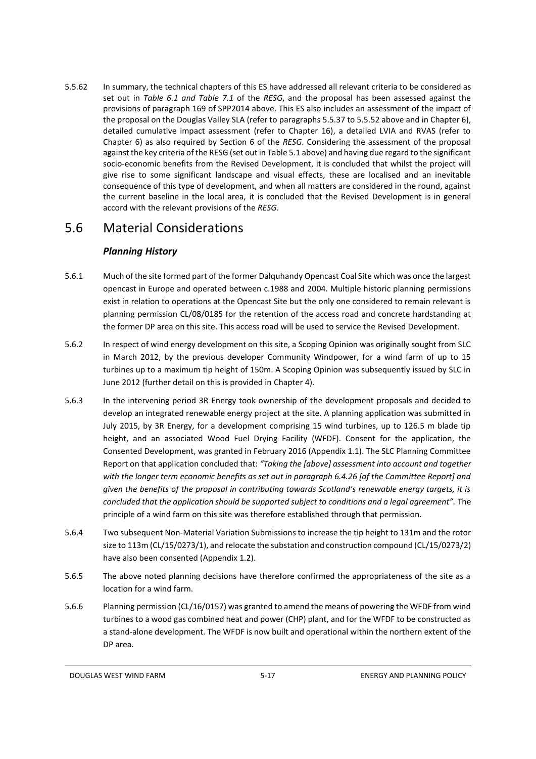5.5.62 In summary, the technical chapters of this ES have addressed all relevant criteria to be considered as set out in *Table 6.1 and Table 7.1* of the *RESG*, and the proposal has been assessed against the provisions of paragraph 169 of SPP2014 above. This ES also includes an assessment of the impact of the proposal on the Douglas Valley SLA (refer to paragraphs 5.5.37 to 5.5.52 above and in Chapter 6), detailed cumulative impact assessment (refer to Chapter 16), a detailed LVIA and RVAS (refer to Chapter 6) as also required by Section 6 of the *RESG*. Considering the assessment of the proposal against the key criteria of the RESG (set out in Table 5.1 above) and having due regard to the significant socio-economic benefits from the Revised Development, it is concluded that whilst the project will give rise to some significant landscape and visual effects, these are localised and an inevitable consequence of this type of development, and when all matters are considered in the round, against the current baseline in the local area, it is concluded that the Revised Development is in general accord with the relevant provisions of the *RESG*.

## 5.6 Material Considerations

### *Planning History*

5.6.1 Much of the site formed part of the former Dalquhandy Opencast Coal Site which was once the largest opencast in Europe and operated between c.1988 and 2004. Multiple historic planning permissions exist in relation to operations at the Opencast Site but the only one considered to remain relevant is planning permission CL/08/0185 for the retention of the access road and concrete hardstanding at the former DP area on this site. This access road will be used to service the Revised Development.

5.6.2 In respect of wind energy development on this site, a Scoping Opinion was originally sought from SLC in March 2012, by the previous developer Community Windpower, for a wind farm of up to 15 turbines up to a maximum tip height of 150m. A Scoping Opinion was subsequently issued by SLC in June 2012 (further detail on this is provided in Chapter 4).

5.6.3 In the intervening period 3R Energy took ownership of the development proposals and decided to develop an integrated renewable energy project at the site. A planning application was submitted in July 2015, by 3R Energy, for a development comprising 15 wind turbines, up to 126.5 m blade tip height, and an associated Wood Fuel Drying Facility (WFDF). Consent for the application, the Consented Development, was granted in February 2016 (Appendix 1.1). The SLC Planning Committee Report on that application concluded that: *"Taking the [above] assessment into account and together with the longer term economic benefits as set out in paragraph 6.4.26 [of the Committee Report] and given the benefits of the proposal in contributing towards Scotland's renewable energy targets, it is concluded that the application should be supported subject to conditions and a legal agreement".* The principle of a wind farm on this site was therefore established through that permission.

5.6.4 Two subsequent Non-Material Variation Submissions to increase the tip height to 131m and the rotor size to 113m (CL/15/0273/1), and relocate the substation and construction compound (CL/15/0273/2) have also been consented (Appendix 1.2).

5.6.5 The above noted planning decisions have therefore confirmed the appropriateness of the site as a location for a wind farm.

5.6.6 Planning permission (CL/16/0157) was granted to amend the means of powering the WFDF from wind turbines to a wood gas combined heat and power (CHP) plant, and for the WFDF to be constructed as a stand-alone development. The WFDF is now built and operational within the northern extent of the DP area.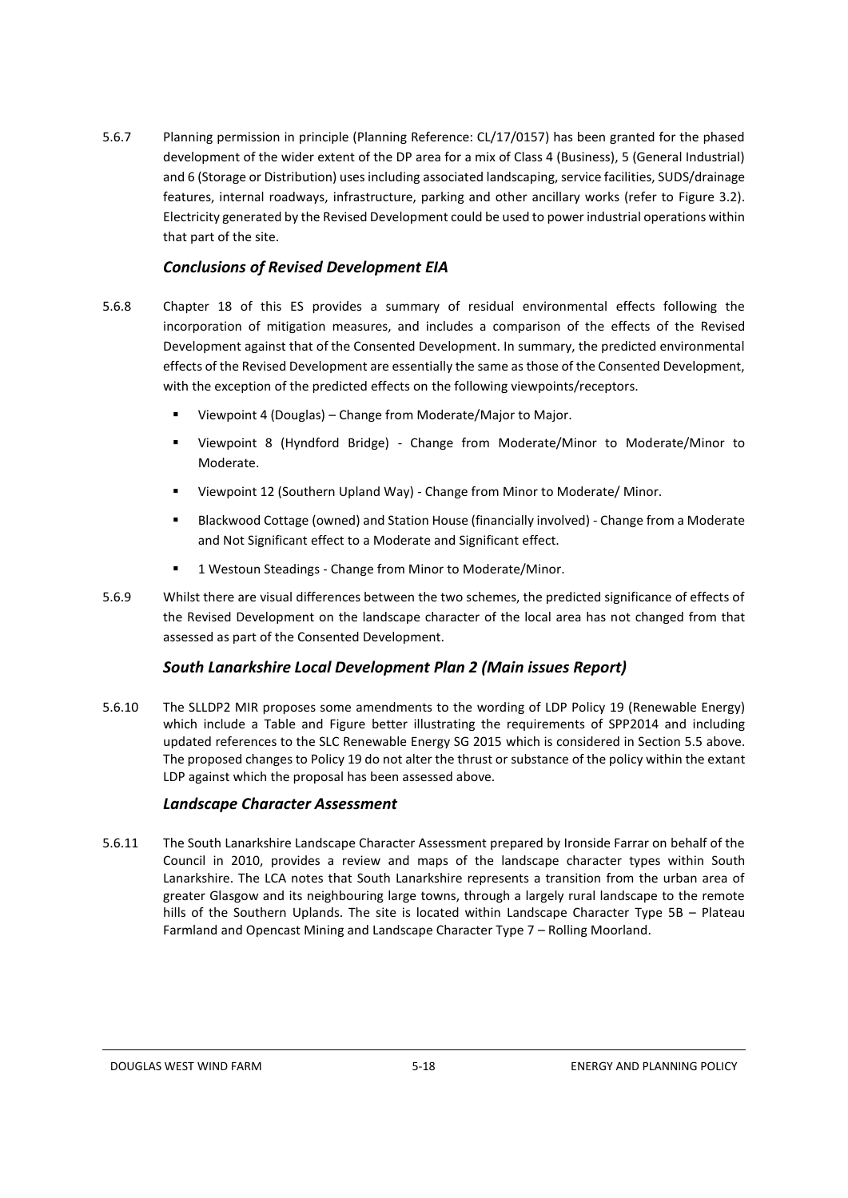5.6.7 Planning permission in principle (Planning Reference: CL/17/0157) has been granted for the phased development of the wider extent of the DP area for a mix of Class 4 (Business), 5 (General Industrial) and 6 (Storage or Distribution) uses including associated landscaping, service facilities, SUDS/drainage features, internal roadways, infrastructure, parking and other ancillary works (refer to Figure 3.2). Electricity generated by the Revised Development could be used to power industrial operations within that part of the site.

### *Conclusions of Revised Development EIA*

5.6.8 Chapter 18 of this ES provides a summary of residual environmental effects following the incorporation of mitigation measures, and includes a comparison of the effects of the Revised Development against that of the Consented Development. In summary, the predicted environmental effects of the Revised Development are essentially the same as those of the Consented Development, with the exception of the predicted effects on the following viewpoints/receptors.

- Viewpoint 4 (Douglas) – Change from Moderate/Major to Major.
- Viewpoint 8 (Hyndford Bridge) - Change from Moderate/Minor to Moderate/Minor to Moderate.
- Viewpoint 12 (Southern Upland Way) - Change from Minor to Moderate/ Minor.
- Blackwood Cottage (owned) and Station House (financially involved) - Change from a Moderate and Not Significant effect to a Moderate and Significant effect.
- 1 Westoun Steadings - Change from Minor to Moderate/Minor.

5.6.9 Whilst there are visual differences between the two schemes, the predicted significance of effects of the Revised Development on the landscape character of the local area has not changed from that assessed as part of the Consented Development.

### *South Lanarkshire Local Development Plan 2 (Main issues Report)*

5.6.10 The SLLDP2 MIR proposes some amendments to the wording of LDP Policy 19 (Renewable Energy) which include a Table and Figure better illustrating the requirements of SPP2014 and including updated references to the SLC Renewable Energy SG 2015 which is considered in Section 5.5 above. The proposed changes to Policy 19 do not alter the thrust or substance of the policy within the extant LDP against which the proposal has been assessed above.

### *Landscape Character Assessment*

5.6.11 The South Lanarkshire Landscape Character Assessment prepared by Ironside Farrar on behalf of the Council in 2010, provides a review and maps of the landscape character types within South Lanarkshire. The LCA notes that South Lanarkshire represents a transition from the urban area of greater Glasgow and its neighbouring large towns, through a largely rural landscape to the remote hills of the Southern Uplands. The site is located within Landscape Character Type 5B – Plateau Farmland and Opencast Mining and Landscape Character Type 7 – Rolling Moorland.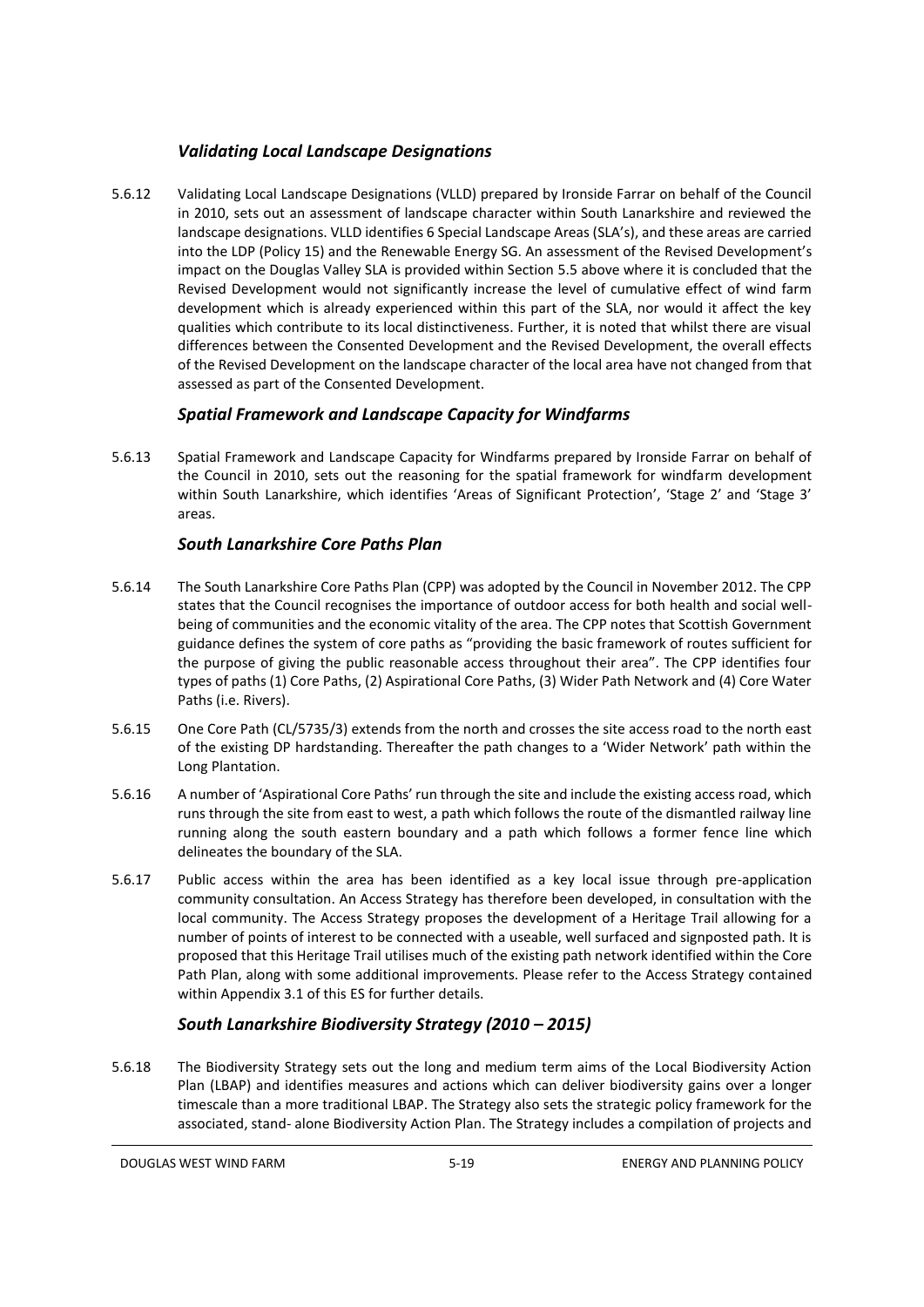### *Validating Local Landscape Designations*

5.6.12 Validating Local Landscape Designations (VLLD) prepared by Ironside Farrar on behalf of the Council in 2010, sets out an assessment of landscape character within South Lanarkshire and reviewed the landscape designations. VLLD identifies 6 Special Landscape Areas (SLA's), and these areas are carried into the LDP (Policy 15) and the Renewable Energy SG. An assessment of the Revised Development's impact on the Douglas Valley SLA is provided within Section 5.5 above where it is concluded that the Revised Development would not significantly increase the level of cumulative effect of wind farm development which is already experienced within this part of the SLA, nor would it affect the key qualities which contribute to its local distinctiveness. Further, it is noted that whilst there are visual differences between the Consented Development and the Revised Development, the overall effects of the Revised Development on the landscape character of the local area have not changed from that assessed as part of the Consented Development.

### *Spatial Framework and Landscape Capacity for Windfarms*

5.6.13 Spatial Framework and Landscape Capacity for Windfarms prepared by Ironside Farrar on behalf of the Council in 2010, sets out the reasoning for the spatial framework for windfarm development within South Lanarkshire, which identifies 'Areas of Significant Protection', 'Stage 2' and 'Stage 3' areas.

### *South Lanarkshire Core Paths Plan*

5.6.14 The South Lanarkshire Core Paths Plan (CPP) was adopted by the Council in November 2012. The CPP states that the Council recognises the importance of outdoor access for both health and social well-being of communities and the economic vitality of the area. The CPP notes that Scottish Government guidance defines the system of core paths as "providing the basic framework of routes sufficient for the purpose of giving the public reasonable access throughout their area". The CPP identifies four types of paths (1) Core Paths, (2) Aspirational Core Paths, (3) Wider Path Network and (4) Core Water Paths (i.e. Rivers).

5.6.15 One Core Path (CL/5735/3) extends from the north and crosses the site access road to the north east of the existing DP hardstanding. Thereafter the path changes to a 'Wider Network' path within the Long Plantation.

5.6.16 A number of 'Aspirational Core Paths' run through the site and include the existing access road, which runs through the site from east to west, a path which follows the route of the dismantled railway line running along the south eastern boundary and a path which follows a former fence line which delineates the boundary of the SLA.

5.6.17 Public access within the area has been identified as a key local issue through pre-application community consultation. An Access Strategy has therefore been developed, in consultation with the local community. The Access Strategy proposes the development of a Heritage Trail allowing for a number of points of interest to be connected with a useable, well surfaced and signposted path. It is proposed that this Heritage Trail utilises much of the existing path network identified within the Core Path Plan, along with some additional improvements. Please refer to the Access Strategy contained within Appendix 3.1 of this ES for further details.

### *South Lanarkshire Biodiversity Strategy (2010 – 2015)*

5.6.18 The Biodiversity Strategy sets out the long and medium term aims of the Local Biodiversity Action Plan (LBAP) and identifies measures and actions which can deliver biodiversity gains over a longer timescale than a more traditional LBAP. The Strategy also sets the strategic policy framework for the associated, stand- alone Biodiversity Action Plan. The Strategy includes a compilation of projects and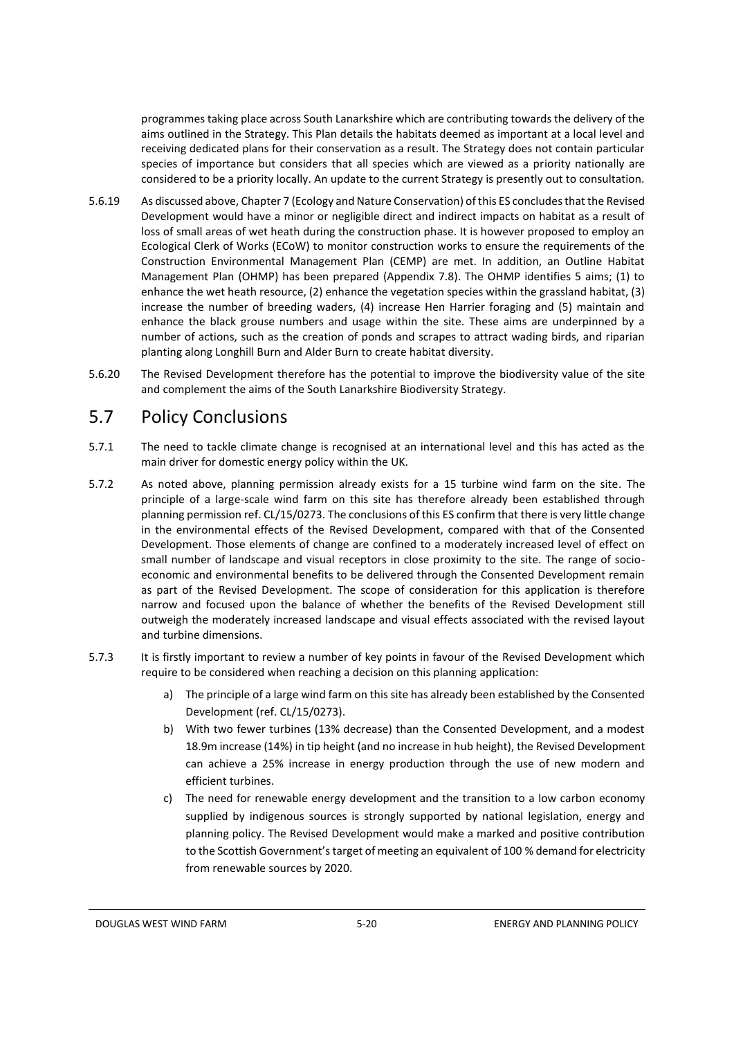programmes taking place across South Lanarkshire which are contributing towards the delivery of the aims outlined in the Strategy. This Plan details the habitats deemed as important at a local level and receiving dedicated plans for their conservation as a result. The Strategy does not contain particular species of importance but considers that all species which are viewed as a priority nationally are considered to be a priority locally. An update to the current Strategy is presently out to consultation.

5.6.19 As discussed above, Chapter 7 (Ecology and Nature Conservation) of this ES concludes that the Revised Development would have a minor or negligible direct and indirect impacts on habitat as a result of loss of small areas of wet heath during the construction phase. It is however proposed to employ an Ecological Clerk of Works (ECoW) to monitor construction works to ensure the requirements of the Construction Environmental Management Plan (CEMP) are met. In addition, an Outline Habitat Management Plan (OHMP) has been prepared (Appendix 7.8). The OHMP identifies 5 aims; (1) to enhance the wet heath resource, (2) enhance the vegetation species within the grassland habitat, (3) increase the number of breeding waders, (4) increase Hen Harrier foraging and (5) maintain and enhance the black grouse numbers and usage within the site. These aims are underpinned by a number of actions, such as the creation of ponds and scrapes to attract wading birds, and riparian planting along Longhill Burn and Alder Burn to create habitat diversity.

5.6.20 The Revised Development therefore has the potential to improve the biodiversity value of the site and complement the aims of the South Lanarkshire Biodiversity Strategy.

## 5.7 Policy Conclusions

5.7.1 The need to tackle climate change is recognised at an international level and this has acted as the main driver for domestic energy policy within the UK.

5.7.2 As noted above, planning permission already exists for a 15 turbine wind farm on the site. The principle of a large-scale wind farm on this site has therefore already been established through planning permission ref. CL/15/0273. The conclusions of this ES confirm that there is very little change in the environmental effects of the Revised Development, compared with that of the Consented Development. Those elements of change are confined to a moderately increased level of effect on small number of landscape and visual receptors in close proximity to the site. The range of socio-economic and environmental benefits to be delivered through the Consented Development remain as part of the Revised Development. The scope of consideration for this application is therefore narrow and focused upon the balance of whether the benefits of the Revised Development still outweigh the moderately increased landscape and visual effects associated with the revised layout and turbine dimensions.

5.7.3 It is firstly important to review a number of key points in favour of the Revised Development which require to be considered when reaching a decision on this planning application:

a) The principle of a large wind farm on this site has already been established by the Consented Development (ref. CL/15/0273).

b) With two fewer turbines (13% decrease) than the Consented Development, and a modest 18.9m increase (14%) in tip height (and no increase in hub height), the Revised Development can achieve a 25% increase in energy production through the use of new modern and efficient turbines.

c) The need for renewable energy development and the transition to a low carbon economy supplied by indigenous sources is strongly supported by national legislation, energy and planning policy. The Revised Development would make a marked and positive contribution to the Scottish Government's target of meeting an equivalent of 100 % demand for electricity from renewable sources by 2020.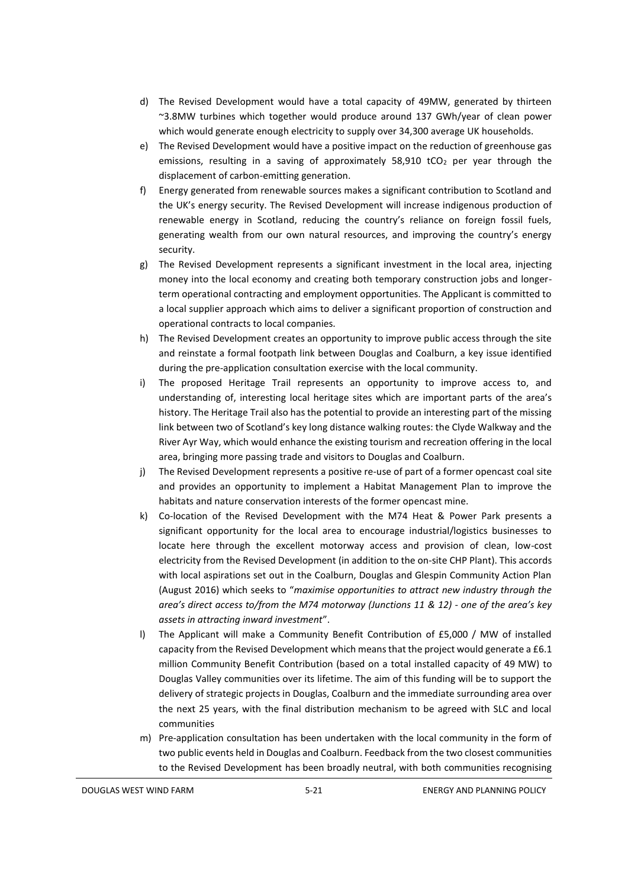d) The Revised Development would have a total capacity of 49MW, generated by thirteen ~3.8MW turbines which together would produce around 137 GWh/year of clean power which would generate enough electricity to supply over 34,300 average UK households.

e) The Revised Development would have a positive impact on the reduction of greenhouse gas emissions, resulting in a saving of approximately 58,910 $tCO_2$ per year through the displacement of carbon-emitting generation.

f) Energy generated from renewable sources makes a significant contribution to Scotland and the UK's energy security. The Revised Development will increase indigenous production of renewable energy in Scotland, reducing the country's reliance on foreign fossil fuels, generating wealth from our own natural resources, and improving the country's energy security.

g) The Revised Development represents a significant investment in the local area, injecting money into the local economy and creating both temporary construction jobs and longer-term operational contracting and employment opportunities. The Applicant is committed to a local supplier approach which aims to deliver a significant proportion of construction and operational contracts to local companies.

h) The Revised Development creates an opportunity to improve public access through the site and reinstate a formal footpath link between Douglas and Coalburn, a key issue identified during the pre-application consultation exercise with the local community.

i) The proposed Heritage Trail represents an opportunity to improve access to, and understanding of, interesting local heritage sites which are important parts of the area's history. The Heritage Trail also has the potential to provide an interesting part of the missing link between two of Scotland's key long distance walking routes: the Clyde Walkway and the River Ayr Way, which would enhance the existing tourism and recreation offering in the local area, bringing more passing trade and visitors to Douglas and Coalburn.

j) The Revised Development represents a positive re-use of part of a former opencast coal site and provides an opportunity to implement a Habitat Management Plan to improve the habitats and nature conservation interests of the former opencast mine.

k) Co-location of the Revised Development with the M74 Heat & Power Park presents a significant opportunity for the local area to encourage industrial/logistics businesses to locate here through the excellent motorway access and provision of clean, low-cost electricity from the Revised Development (in addition to the on-site CHP Plant). This accords with local aspirations set out in the Coalburn, Douglas and Glespin Community Action Plan (August 2016) which seeks to "*maximise opportunities to attract new industry through the area's direct access to/from the M74 motorway (Junctions 11 & 12) - one of the area's key assets in attracting inward investment*".

l) The Applicant will make a Community Benefit Contribution of £5,000 / MW of installed capacity from the Revised Development which means that the project would generate a £6.1 million Community Benefit Contribution (based on a total installed capacity of 49 MW) to Douglas Valley communities over its lifetime. The aim of this funding will be to support the delivery of strategic projects in Douglas, Coalburn and the immediate surrounding area over the next 25 years, with the final distribution mechanism to be agreed with SLC and local communities

m) Pre-application consultation has been undertaken with the local community in the form of two public events held in Douglas and Coalburn. Feedback from the two closest communities to the Revised Development has been broadly neutral, with both communities recognising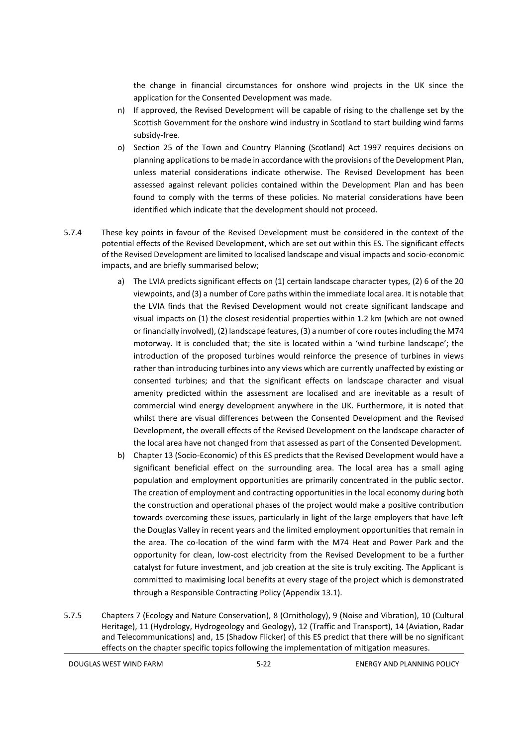the change in financial circumstances for onshore wind projects in the UK since the application for the Consented Development was made.

n) If approved, the Revised Development will be capable of rising to the challenge set by the Scottish Government for the onshore wind industry in Scotland to start building wind farms subsidy-free.

o) Section 25 of the Town and Country Planning (Scotland) Act 1997 requires decisions on planning applications to be made in accordance with the provisions of the Development Plan, unless material considerations indicate otherwise. The Revised Development has been assessed against relevant policies contained within the Development Plan and has been found to comply with the terms of these policies. No material considerations have been identified which indicate that the development should not proceed.

5.7.4 These key points in favour of the Revised Development must be considered in the context of the potential effects of the Revised Development, which are set out within this ES. The significant effects of the Revised Development are limited to localised landscape and visual impacts and socio-economic impacts, and are briefly summarised below;

a) The LVIA predicts significant effects on (1) certain landscape character types, (2) 6 of the 20 viewpoints, and (3) a number of Core paths within the immediate local area. It is notable that the LVIA finds that the Revised Development would not create significant landscape and visual impacts on (1) the closest residential properties within 1.2 km (which are not owned or financially involved), (2) landscape features, (3) a number of core routes including the M74 motorway. It is concluded that; the site is located within a 'wind turbine landscape'; the introduction of the proposed turbines would reinforce the presence of turbines in views rather than introducing turbines into any views which are currently unaffected by existing or consented turbines; and that the significant effects on landscape character and visual amenity predicted within the assessment are localised and are inevitable as a result of commercial wind energy development anywhere in the UK. Furthermore, it is noted that whilst there are visual differences between the Consented Development and the Revised Development, the overall effects of the Revised Development on the landscape character of the local area have not changed from that assessed as part of the Consented Development.

b) Chapter 13 (Socio-Economic) of this ES predicts that the Revised Development would have a significant beneficial effect on the surrounding area. The local area has a small aging population and employment opportunities are primarily concentrated in the public sector. The creation of employment and contracting opportunities in the local economy during both the construction and operational phases of the project would make a positive contribution towards overcoming these issues, particularly in light of the large employers that have left the Douglas Valley in recent years and the limited employment opportunities that remain in the area. The co-location of the wind farm with the M74 Heat and Power Park and the opportunity for clean, low-cost electricity from the Revised Development to be a further catalyst for future investment, and job creation at the site is truly exciting. The Applicant is committed to maximising local benefits at every stage of the project which is demonstrated through a Responsible Contracting Policy (Appendix 13.1).

5.7.5 Chapters 7 (Ecology and Nature Conservation), 8 (Ornithology), 9 (Noise and Vibration), 10 (Cultural Heritage), 11 (Hydrology, Hydrogeology and Geology), 12 (Traffic and Transport), 14 (Aviation, Radar and Telecommunications) and, 15 (Shadow Flicker) of this ES predict that there will be no significant effects on the chapter specific topics following the implementation of mitigation measures.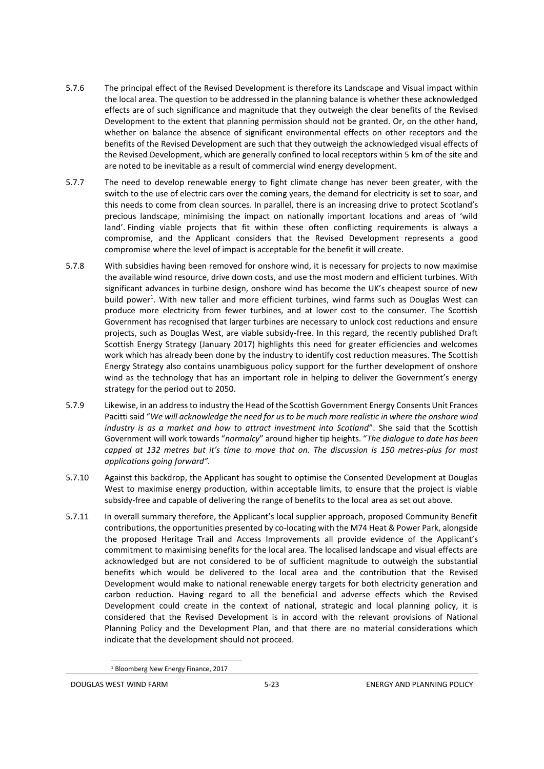5.7.6 The principal effect of the Revised Development is therefore its Landscape and Visual impact within the local area. The question to be addressed in the planning balance is whether these acknowledged effects are of such significance and magnitude that they outweigh the clear benefits of the Revised Development to the extent that planning permission should not be granted. Or, on the other hand, whether on balance the absence of significant environmental effects on other receptors and the benefits of the Revised Development are such that they outweigh the acknowledged visual effects of the Revised Development, which are generally confined to local receptors within 5 km of the site and are noted to be inevitable as a result of commercial wind energy development.

5.7.7 The need to develop renewable energy to fight climate change has never been greater, with the switch to the use of electric cars over the coming years, the demand for electricity is set to soar, and this needs to come from clean sources. In parallel, there is an increasing drive to protect Scotland's precious landscape, minimising the impact on nationally important locations and areas of 'wild land'. Finding viable projects that fit within these often conflicting requirements is always a compromise, and the Applicant considers that the Revised Development represents a good compromise where the level of impact is acceptable for the benefit it will create.

5.7.8 With subsidies having been removed for onshore wind, it is necessary for projects to now maximise the available wind resource, drive down costs, and use the most modern and efficient turbines. With significant advances in turbine design, onshore wind has become the UK's cheapest source of new build power[1]. With new taller and more efficient turbines, wind farms such as Douglas West can produce more electricity from fewer turbines, and at lower cost to the consumer. The Scottish Government has recognised that larger turbines are necessary to unlock cost reductions and ensure projects, such as Douglas West, are viable subsidy-free. In this regard, the recently published Draft Scottish Energy Strategy (January 2017) highlights this need for greater efficiencies and welcomes work which has already been done by the industry to identify cost reduction measures. The Scottish Energy Strategy also contains unambiguous policy support for the further development of onshore wind as the technology that has an important role in helping to deliver the Government's energy strategy for the period out to 2050.

5.7.9 Likewise, in an address to industry the Head of the Scottish Government Energy Consents Unit Frances Pacitti said "*We will acknowledge the need for us to be much more realistic in where the onshore wind industry is as a market and how to attract investment into Scotland*". She said that the Scottish Government will work towards "*normalcy*" around higher tip heights. "*The dialogue to date has been capped at 132 metres but it's time to move that on. The discussion is 150 metres-plus for most applications going forward".*

5.7.10 Against this backdrop, the Applicant has sought to optimise the Consented Development at Douglas West to maximise energy production, within acceptable limits, to ensure that the project is viable subsidy-free and capable of delivering the range of benefits to the local area as set out above.

5.7.11 In overall summary therefore, the Applicant's local supplier approach, proposed Community Benefit contributions, the opportunities presented by co-locating with the M74 Heat & Power Park, alongside the proposed Heritage Trail and Access Improvements all provide evidence of the Applicant's commitment to maximising benefits for the local area. The localised landscape and visual effects are acknowledged but are not considered to be of sufficient magnitude to outweigh the substantial benefits which would be delivered to the local area and the contribution that the Revised Development would make to national renewable energy targets for both electricity generation and carbon reduction. Having regard to all the beneficial and adverse effects which the Revised Development could create in the context of national, strategic and local planning policy, it is considered that the Revised Development is in accord with the relevant provisions of National Planning Policy and the Development Plan, and that there are no material considerations which indicate that the development should not proceed.

[1] Bloomberg New Energy Finance, 2017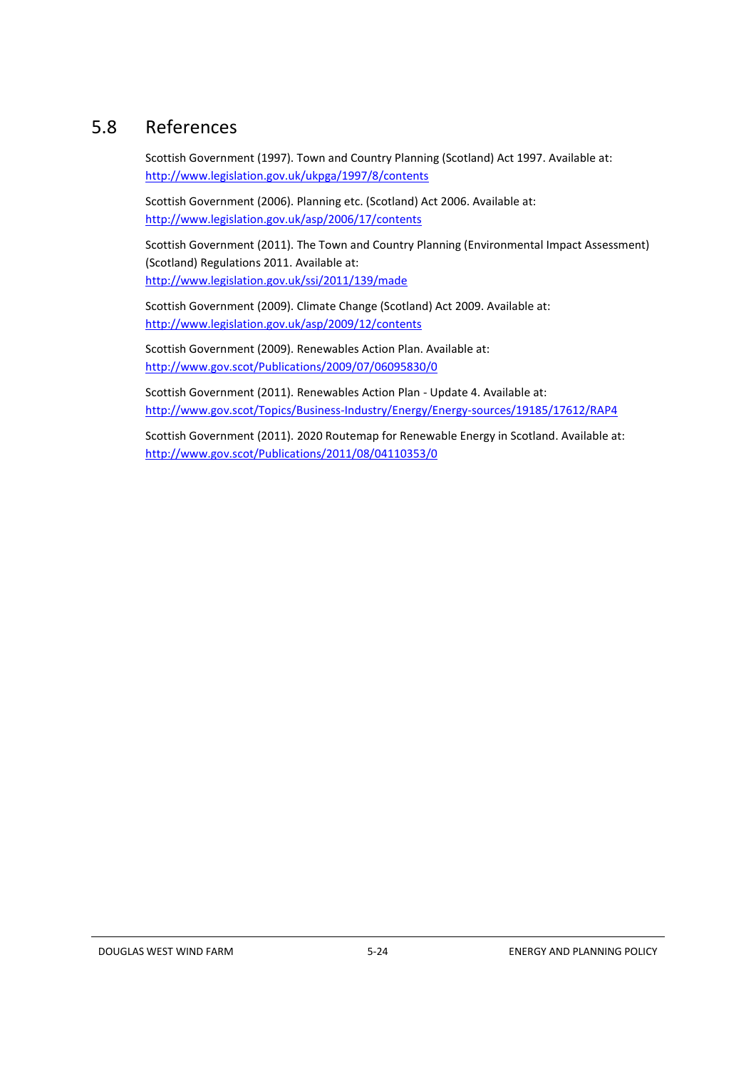## 5.8 References

Scottish Government (1997). Town and Country Planning (Scotland) Act 1997. Available at: http://www.legislation.gov.uk/ukpga/1997/8/contents

Scottish Government (2006). Planning etc. (Scotland) Act 2006. Available at: http://www.legislation.gov.uk/asp/2006/17/contents

Scottish Government (2011). The Town and Country Planning (Environmental Impact Assessment) (Scotland) Regulations 2011. Available at: http://www.legislation.gov.uk/ssi/2011/139/made

Scottish Government (2009). Climate Change (Scotland) Act 2009. Available at: http://www.legislation.gov.uk/asp/2009/12/contents

Scottish Government (2009). Renewables Action Plan. Available at: http://www.gov.scot/Publications/2009/07/06095830/0

Scottish Government (2011). Renewables Action Plan - Update 4. Available at: http://www.gov.scot/Topics/Business-Industry/Energy/Energy-sources/19185/17612/RAP4

Scottish Government (2011). 2020 Routemap for Renewable Energy in Scotland. Available at: http://www.gov.scot/Publications/2011/08/04110353/0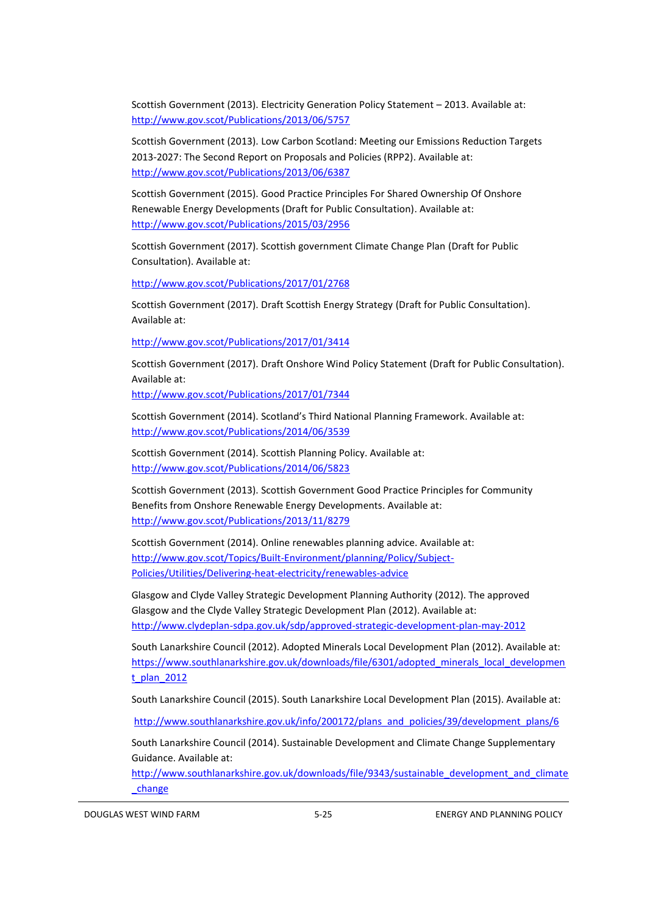Scottish Government (2013). Electricity Generation Policy Statement – 2013. Available at: http://www.gov.scot/Publications/2013/06/5757

Scottish Government (2013). Low Carbon Scotland: Meeting our Emissions Reduction Targets 2013-2027: The Second Report on Proposals and Policies (RPP2). Available at: http://www.gov.scot/Publications/2013/06/6387

Scottish Government (2015). Good Practice Principles For Shared Ownership Of Onshore Renewable Energy Developments (Draft for Public Consultation). Available at: http://www.gov.scot/Publications/2015/03/2956

Scottish Government (2017). Scottish government Climate Change Plan (Draft for Public Consultation). Available at:

http://www.gov.scot/Publications/2017/01/2768

Scottish Government (2017). Draft Scottish Energy Strategy (Draft for Public Consultation). Available at:

http://www.gov.scot/Publications/2017/01/3414

Scottish Government (2017). Draft Onshore Wind Policy Statement (Draft for Public Consultation). Available at:
http://www.gov.scot/Publications/2017/01/7344

Scottish Government (2014). Scotland's Third National Planning Framework. Available at: http://www.gov.scot/Publications/2014/06/3539

Scottish Government (2014). Scottish Planning Policy. Available at: http://www.gov.scot/Publications/2014/06/5823

Scottish Government (2013). Scottish Government Good Practice Principles for Community Benefits from Onshore Renewable Energy Developments. Available at: http://www.gov.scot/Publications/2013/11/8279

Scottish Government (2014). Online renewables planning advice. Available at: http://www.gov.scot/Topics/Built-Environment/planning/Policy/Subject-Policies/Utilities/Delivering-heat-electricity/renewables-advice

Glasgow and Clyde Valley Strategic Development Planning Authority (2012). The approved Glasgow and the Clyde Valley Strategic Development Plan (2012). Available at: http://www.clydeplan-sdpa.gov.uk/sdp/approved-strategic-development-plan-may-2012

South Lanarkshire Council (2012). Adopted Minerals Local Development Plan (2012). Available at: https://www.southlanarkshire.gov.uk/downloads/file/6301/adopted_minerals_local_development_plan_2012

South Lanarkshire Council (2015). South Lanarkshire Local Development Plan (2015). Available at:

http://www.southlanarkshire.gov.uk/info/200172/plans_and_policies/39/development_plans/6

South Lanarkshire Council (2014). Sustainable Development and Climate Change Supplementary Guidance. Available at: http://www.southlanarkshire.gov.uk/downloads/file/9343/sustainable_development_and_climate_change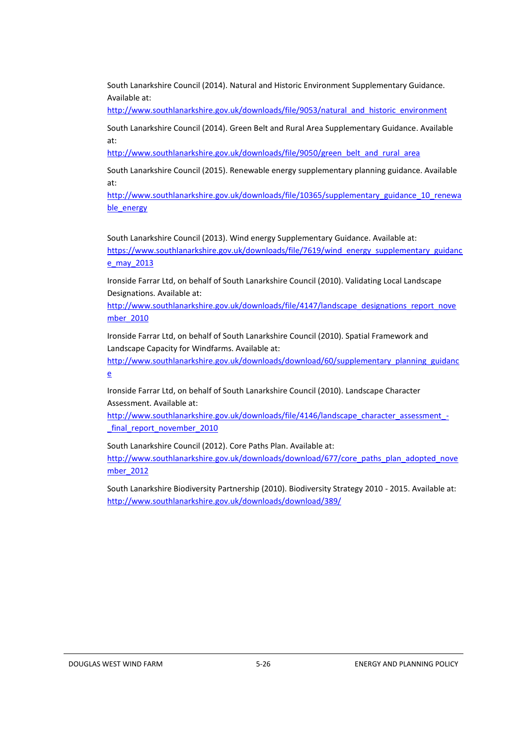South Lanarkshire Council (2014). Natural and Historic Environment Supplementary Guidance. Available at:
http://www.southlanarkshire.gov.uk/downloads/file/9053/natural_and_historic_environment

South Lanarkshire Council (2014). Green Belt and Rural Area Supplementary Guidance. Available at:
http://www.southlanarkshire.gov.uk/downloads/file/9050/green_belt_and_rural_area

South Lanarkshire Council (2015). Renewable energy supplementary planning guidance. Available at:
http://www.southlanarkshire.gov.uk/downloads/file/10365/supplementary_guidance_10_renewable_energy

South Lanarkshire Council (2013). Wind energy Supplementary Guidance. Available at:
https://www.southlanarkshire.gov.uk/downloads/file/7619/wind_energy_supplementary_guidance_may_2013

Ironside Farrar Ltd, on behalf of South Lanarkshire Council (2010). Validating Local Landscape Designations. Available at:
http://www.southlanarkshire.gov.uk/downloads/file/4147/landscape_designations_report_november_2010

Ironside Farrar Ltd, on behalf of South Lanarkshire Council (2010). Spatial Framework and Landscape Capacity for Windfarms. Available at:
http://www.southlanarkshire.gov.uk/downloads/download/60/supplementary_planning_guidance

Ironside Farrar Ltd, on behalf of South Lanarkshire Council (2010). Landscape Character Assessment. Available at:
http://www.southlanarkshire.gov.uk/downloads/file/4146/landscape_character_assessment_-_final_report_november_2010

South Lanarkshire Council (2012). Core Paths Plan. Available at:
http://www.southlanarkshire.gov.uk/downloads/download/677/core_paths_plan_adopted_november_2012

South Lanarkshire Biodiversity Partnership (2010). Biodiversity Strategy 2010 - 2015. Available at:
http://www.southlanarkshire.gov.uk/downloads/download/389/